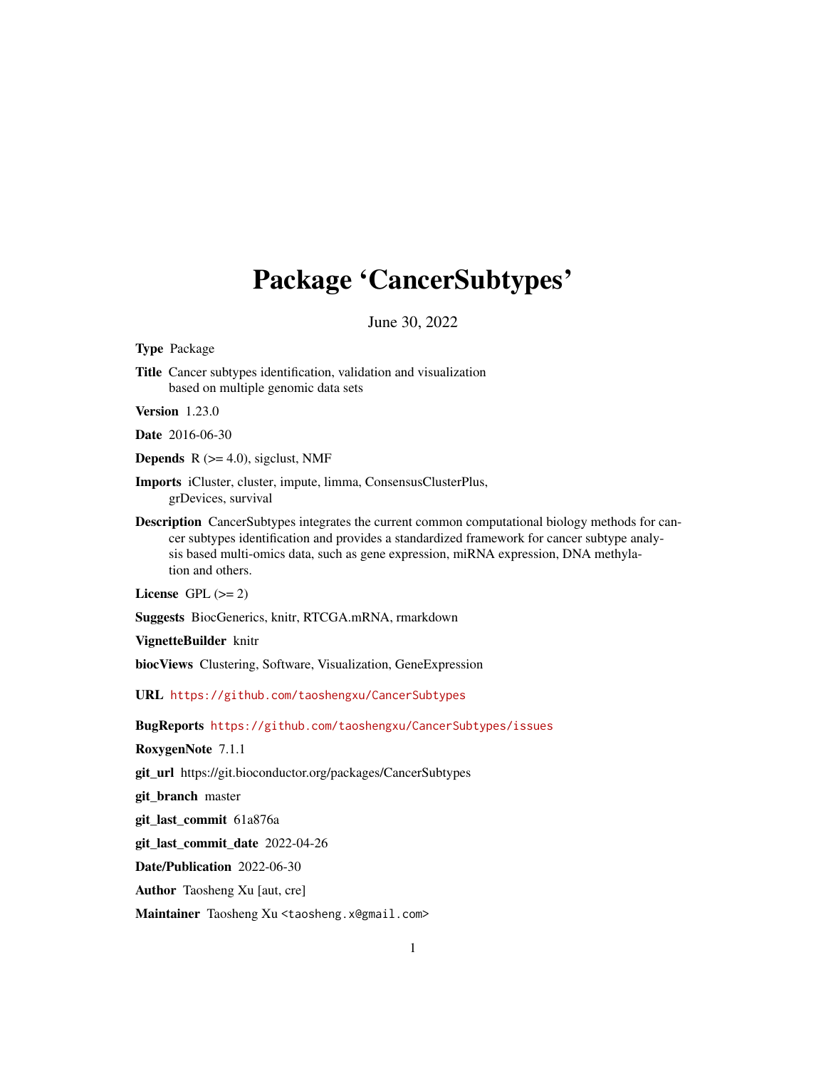# Package 'CancerSubtypes'

June 30, 2022

**Type** Package

**Title** Cancer subtypes identification, validation and visualization based on multiple genomic data sets

**Version** 1.23.0

**Date** 2016-06-30

**Depends** R (>= 4.0), sigclust, NMF

**Imports** iCluster, cluster, impute, limma, ConsensusClusterPlus, grDevices, survival

**Description** CancerSubtypes integrates the current common computational biology methods for cancer subtypes identification and provides a standardized framework for cancer subtype analysis based multi-omics data, such as gene expression, miRNA expression, DNA methylation and others.

**License** GPL (>= 2)

**Suggests** BiocGenerics, knitr, RTCGA.mRNA, rmarkdown

**VignetteBuilder** knitr

**biocViews** Clustering, Software, Visualization, GeneExpression

**URL** https://github.com/taoshengxu/CancerSubtypes

**BugReports** https://github.com/taoshengxu/CancerSubtypes/issues

**RoxygenNote** 7.1.1

**git_url** https://git.bioconductor.org/packages/CancerSubtypes

**git_branch** master

**git_last_commit** 61a876a

**git_last_commit_date** 2022-04-26

**Date/Publication** 2022-06-30

**Author** Taosheng Xu [aut, cre]

**Maintainer** Taosheng Xu <taosheng.x@gmail.com>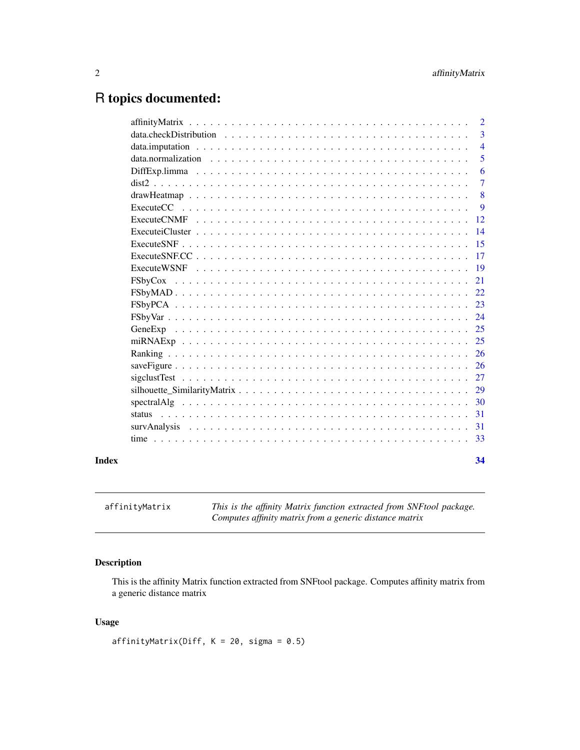# R topics documented:

| | |
|---|---|
| affinityMatrix | 2 |
| data.checkDistribution | 3 |
| data.imputation | 4 |
| data.normalization | 5 |
| DiffExp.limma | 6 |
| dist2 | 7 |
| drawHeatmap | 8 |
| ExecuteCC | 9 |
| ExecuteCNMF | 12 |
| ExecuteiCluster | 14 |
| ExecuteSNF | 15 |
| ExecuteSNF.CC | 17 |
| ExecuteWSNF | 19 |
| FSbyCox | 21 |
| FSbyMAD | 22 |
| FSbyPCA | 23 |
| FSbyVar | 24 |
| GeneExp | 25 |
| miRNAExp | 25 |
| Ranking | 26 |
| saveFigure | 26 |
| sigclustTest | 27 |
| silhouette_SimilarityMatrix | 29 |
| spectralAlg | 30 |
| status | 31 |
| survAnalysis | 31 |
| time | 33 |

**Index** 34

---

`affinityMatrix` *This is the affinity Matrix function extracted from SNFtool package. Computes affinity matrix from a generic distance matrix*

---

### Description

This is the affinity Matrix function extracted from SNFtool package. Computes affinity matrix from a generic distance matrix

### Usage

```
affinityMatrix(Diff, K = 20, sigma = 0.5)
```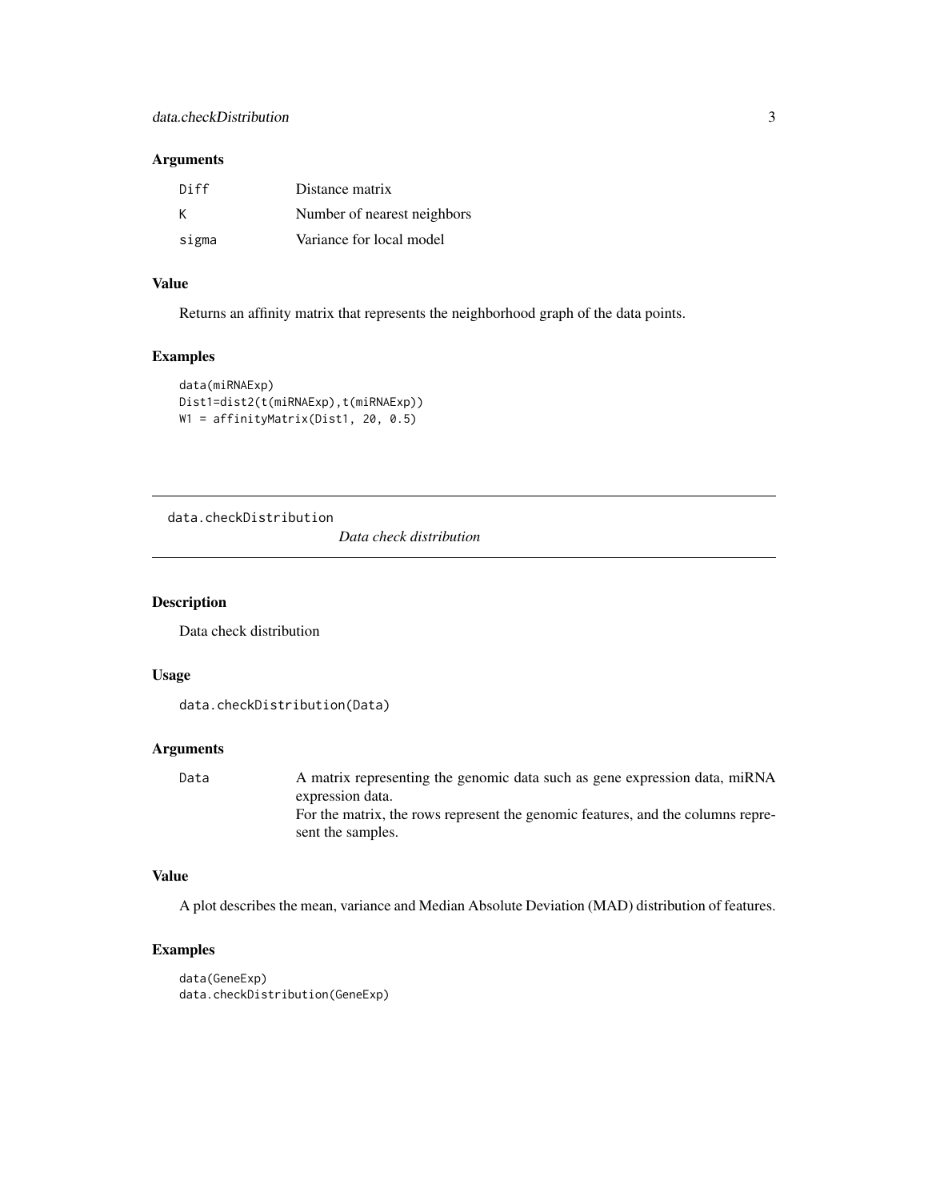### Arguments

| | |
|---|---|
| Diff | Distance matrix |
| K | Number of nearest neighbors |
| sigma | Variance for local model |

### Value

Returns an affinity matrix that represents the neighborhood graph of the data points.

### Examples

```
data(miRNAExp)
Dist1=dist2(t(miRNAExp),t(miRNAExp))
W1 = affinityMatrix(Dist1, 20, 0.5)
```

---

## data.checkDistribution

*Data check distribution*

---

### Description

Data check distribution

### Usage

```
data.checkDistribution(Data)
```

### Arguments

| | |
|---|---|
| Data | A matrix representing the genomic data such as gene expression data, miRNA expression data.<br>For the matrix, the rows represent the genomic features, and the columns represent the samples. |

### Value

A plot describes the mean, variance and Median Absolute Deviation (MAD) distribution of features.

### Examples

```
data(GeneExp)
data.checkDistribution(GeneExp)
```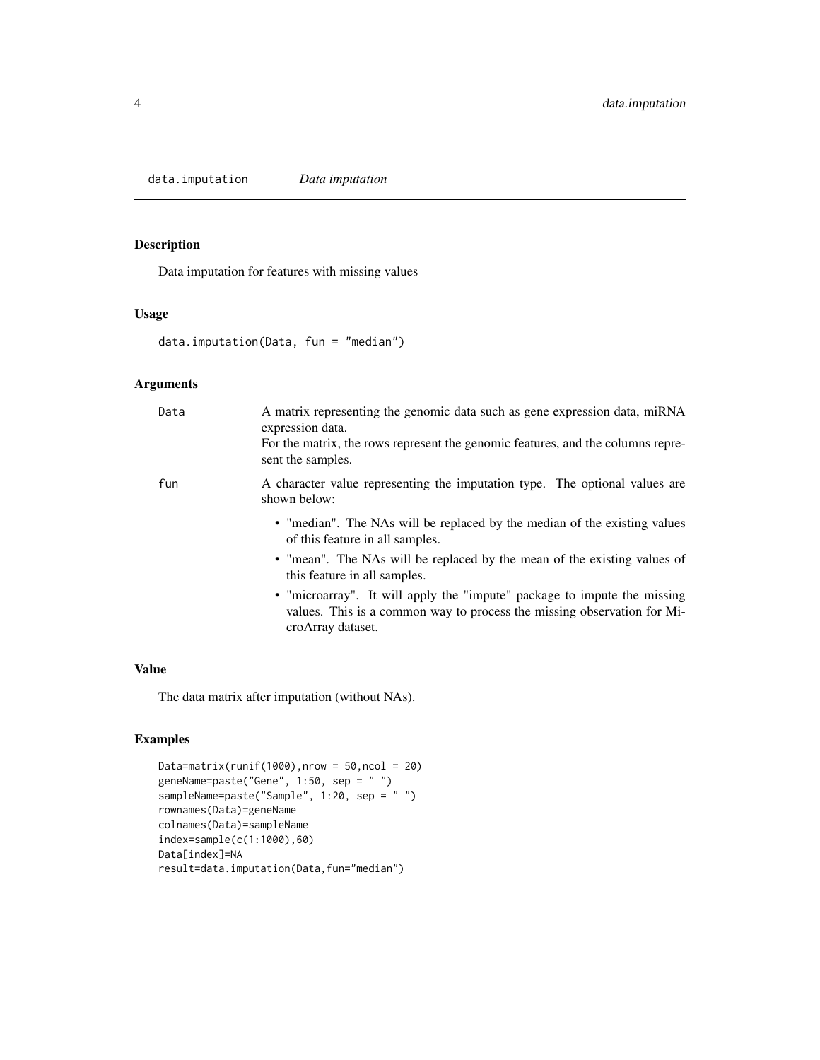## data.imputation *Data imputation*

### Description

Data imputation for features with missing values

### Usage

```
data.imputation(Data, fun = "median")
```

### Arguments

| | |
|---|---|
| Data | A matrix representing the genomic data such as gene expression data, miRNA expression data.<br>For the matrix, the rows represent the genomic features, and the columns represent the samples. |
| fun | A character value representing the imputation type. The optional values are shown below:<br>• "median". The NAs will be replaced by the median of the existing values of this feature in all samples.<br>• "mean". The NAs will be replaced by the mean of the existing values of this feature in all samples.<br>• "microarray". It will apply the "impute" package to impute the missing values. This is a common way to process the missing observation for MicroArray dataset. |

### Value

The data matrix after imputation (without NAs).

### Examples

```
Data=matrix(runif(1000),nrow = 50,ncol = 20)
geneName=paste("Gene", 1:50, sep = " ")
sampleName=paste("Sample", 1:20, sep = " ")
rownames(Data)=geneName
colnames(Data)=sampleName
index=sample(c(1:1000),60)
Data[index]=NA
result=data.imputation(Data,fun="median")
```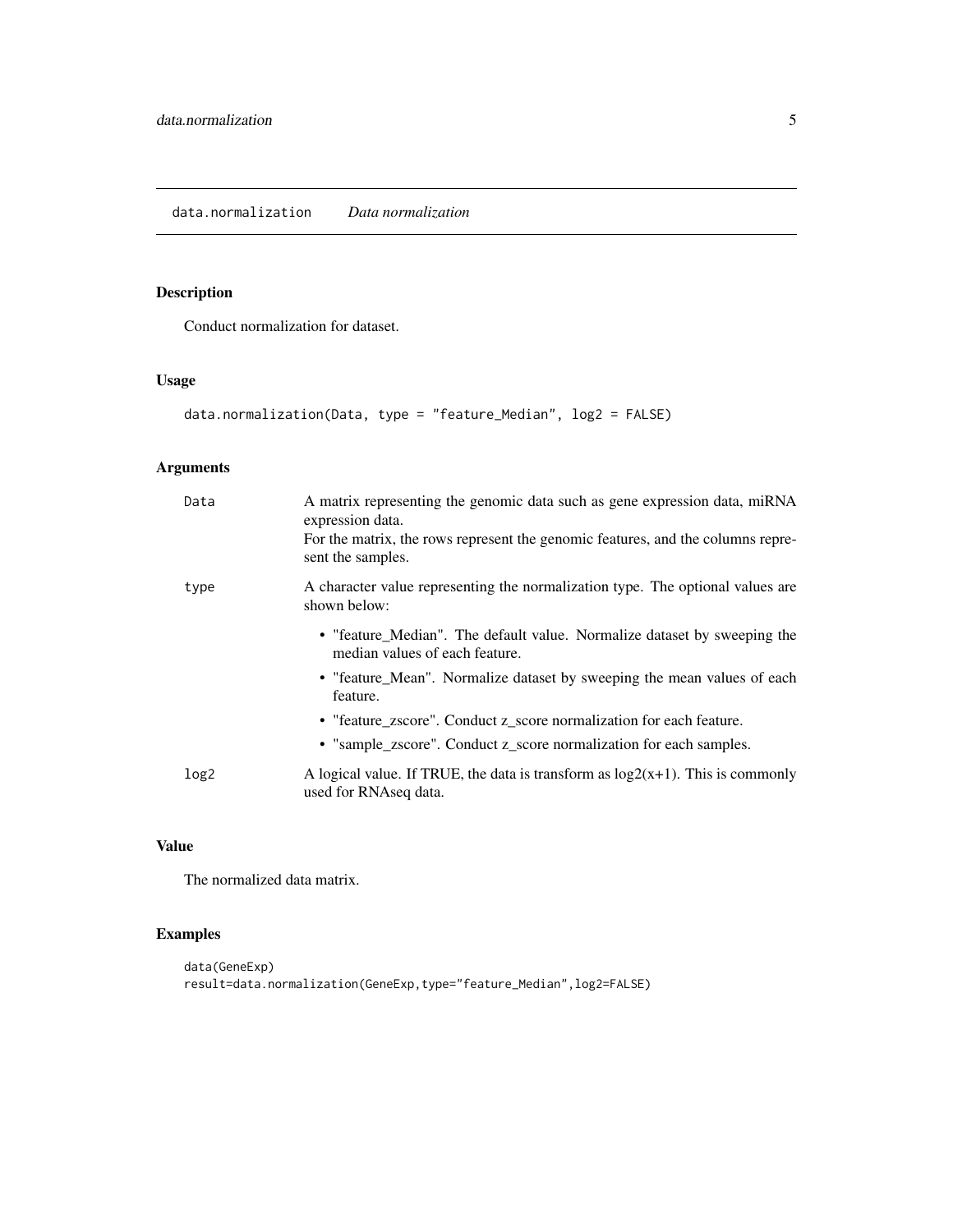## data.normalization *Data normalization*

### Description

Conduct normalization for dataset.

### Usage

```
data.normalization(Data, type = "feature_Median", log2 = FALSE)
```

### Arguments

| | |
|---|---|
| Data | A matrix representing the genomic data such as gene expression data, miRNA expression data. For the matrix, the rows represent the genomic features, and the columns represent the samples. |
| type | A character value representing the normalization type. The optional values are shown below:<br>• "feature_Median". The default value. Normalize dataset by sweeping the median values of each feature.<br>• "feature_Mean". Normalize dataset by sweeping the mean values of each feature.<br>• "feature_zscore". Conduct z_score normalization for each feature.<br>• "sample_zscore". Conduct z_score normalization for each samples. |
| log2 | A logical value. If TRUE, the data is transform as log2(x+1). This is commonly used for RNAseq data. |

### Value

The normalized data matrix.

### Examples

```
data(GeneExp)
result=data.normalization(GeneExp,type="feature_Median",log2=FALSE)
```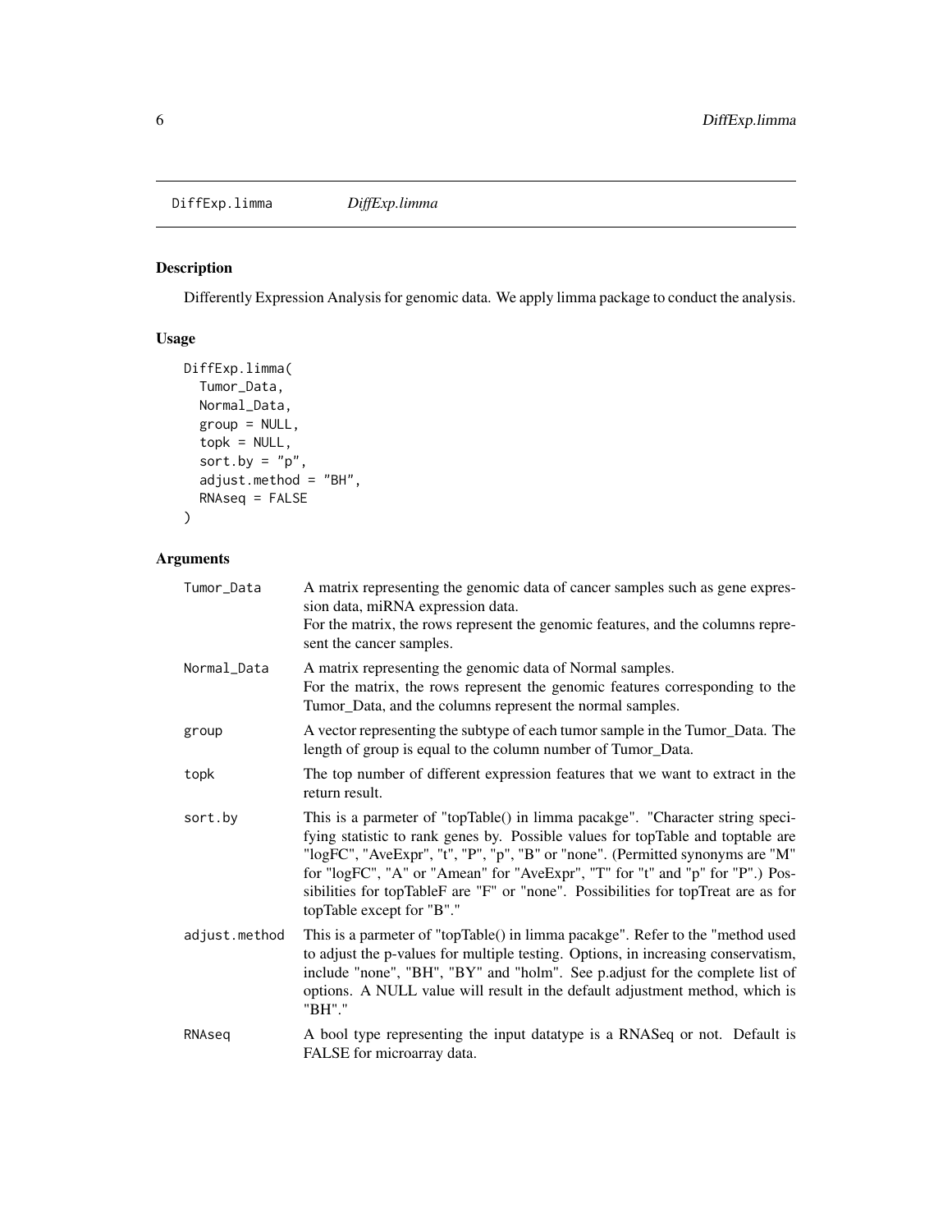# DiffExp.limma

*DiffExp.limma*

## Description

Differently Expression Analysis for genomic data. We apply limma package to conduct the analysis.

## Usage

```
DiffExp.limma(
  Tumor_Data,
  Normal_Data,
  group = NULL,
  topk = NULL,
  sort.by = "p",
  adjust.method = "BH",
  RNAseq = FALSE
)
```

## Arguments

| Argument | Description |
| --- | --- |
| Tumor_Data | A matrix representing the genomic data of cancer samples such as gene expression data, miRNA expression data. For the matrix, the rows represent the genomic features, and the columns represent the cancer samples. |
| Normal_Data | A matrix representing the genomic data of Normal samples. For the matrix, the rows represent the genomic features corresponding to the Tumor_Data, and the columns represent the normal samples. |
| group | A vector representing the subtype of each tumor sample in the Tumor_Data. The length of group is equal to the column number of Tumor_Data. |
| topk | The top number of different expression features that we want to extract in the return result. |
| sort.by | This is a parmeter of "topTable() in limma pacakge". "Character string specifying statistic to rank genes by. Possible values for topTable and toptable are "logFC", "AveExpr", "t", "P", "p", "B" or "none". (Permitted synonyms are "M" for "logFC", "A" or "Amean" for "AveExpr", "T" for "t" and "p" for "P".) Possibilities for topTableF are "F" or "none". Possibilities for topTreat are as for topTable except for "B"." |
| adjust.method | This is a parmeter of "topTable() in limma pacakge". Refer to the "method used to adjust the p-values for multiple testing. Options, in increasing conservatism, include "none", "BH", "BY" and "holm". See p.adjust for the complete list of options. A NULL value will result in the default adjustment method, which is "BH"." |
| RNAseq | A bool type representing the input datatype is a RNASeq or not. Default is FALSE for microarray data. |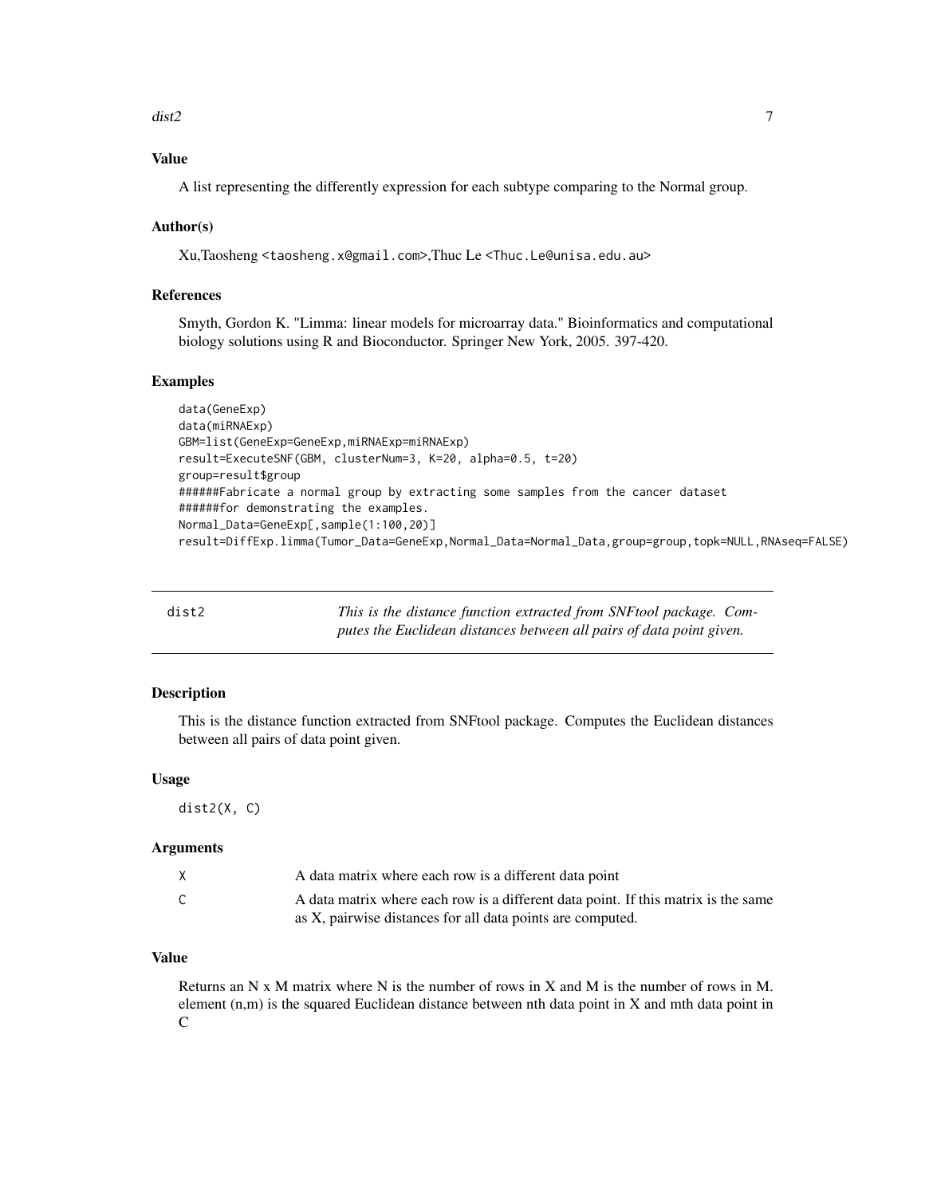### Value

A list representing the differently expression for each subtype comparing to the Normal group.

### Author(s)

Xu,Taosheng <taosheng.x@gmail.com>,Thuc Le <Thuc.Le@unisa.edu.au>

### References

Smyth, Gordon K. "Limma: linear models for microarray data." Bioinformatics and computational biology solutions using R and Bioconductor. Springer New York, 2005. 397-420.

### Examples

```
data(GeneExp)
data(miRNAExp)
GBM=list(GeneExp=GeneExp,miRNAExp=miRNAExp)
result=ExecuteSNF(GBM, clusterNum=3, K=20, alpha=0.5, t=20)
group=result$group
######Fabricate a normal group by extracting some samples from the cancer dataset
######for demonstrating the examples.
Normal_Data=GeneExp[,sample(1:100,20)]
result=DiffExp.limma(Tumor_Data=GeneExp,Normal_Data=Normal_Data,group=group,topk=NULL,RNAseq=FALSE)
```

---

## dist2 — *This is the distance function extracted from SNFtool package. Computes the Euclidean distances between all pairs of data point given.*

---

### Description

This is the distance function extracted from SNFtool package. Computes the Euclidean distances between all pairs of data point given.

### Usage

```
dist2(X, C)
```

### Arguments

| | |
|---|---|
| X | A data matrix where each row is a different data point |
| C | A data matrix where each row is a different data point. If this matrix is the same as X, pairwise distances for all data points are computed. |

### Value

Returns an N x M matrix where N is the number of rows in X and M is the number of rows in M. element (n,m) is the squared Euclidean distance between nth data point in X and mth data point in C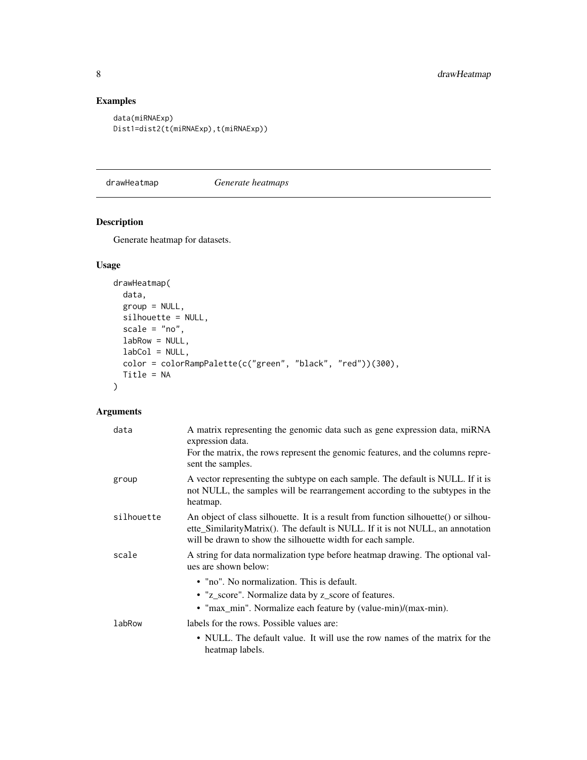## Examples

```
data(miRNAExp)
Dist1=dist2(t(miRNAExp),t(miRNAExp))
```

---

## drawHeatmap *Generate heatmaps*

---

### Description

Generate heatmap for datasets.

### Usage

```
drawHeatmap(
  data,
  group = NULL,
  silhouette = NULL,
  scale = "no",
  labRow = NULL,
  labCol = NULL,
  color = colorRampPalette(c("green", "black", "red"))(300),
  Title = NA
)
```

### Arguments

`data` A matrix representing the genomic data such as gene expression data, miRNA expression data.
For the matrix, the rows represent the genomic features, and the columns represent the samples.

`group` A vector representing the subtype on each sample. The default is NULL. If it is not NULL, the samples will be rearrangement according to the subtypes in the heatmap.

`silhouette` An object of class silhouette. It is a result from function silhouette() or silhouette_SimilarityMatrix(). The default is NULL. If it is not NULL, an annotation will be drawn to show the silhouette width for each sample.

`scale` A string for data normalization type before heatmap drawing. The optional values are shown below:

- "no". No normalization. This is default.
- "z_score". Normalize data by z_score of features.
- "max_min". Normalize each feature by (value-min)/(max-min).

`labRow` labels for the rows. Possible values are:

- NULL. The default value. It will use the row names of the matrix for the heatmap labels.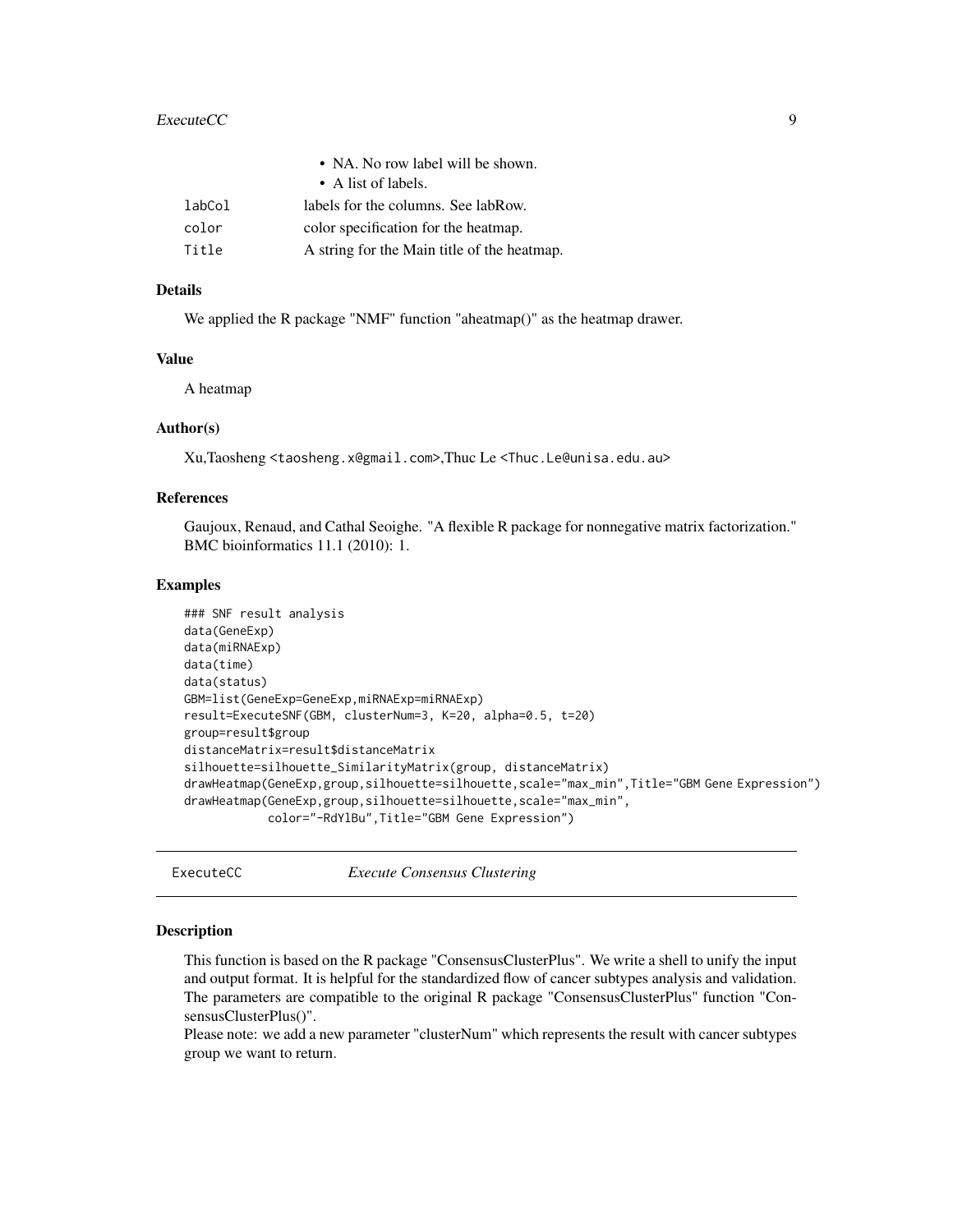- NA. No row label will be shown.
- A list of labels.

| | |
|---|---|
| labCol | labels for the columns. See labRow. |
| color | color specification for the heatmap. |
| Title | A string for the Main title of the heatmap. |

### Details

We applied the R package "NMF" function "aheatmap()" as the heatmap drawer.

### Value

A heatmap

### Author(s)

Xu,Taosheng <taosheng.x@gmail.com>,Thuc Le <Thuc.Le@unisa.edu.au>

### References

Gaujoux, Renaud, and Cathal Seoighe. "A flexible R package for nonnegative matrix factorization." BMC bioinformatics 11.1 (2010): 1.

### Examples

```
### SNF result analysis
data(GeneExp)
data(miRNAExp)
data(time)
data(status)
GBM=list(GeneExp=GeneExp,miRNAExp=miRNAExp)
result=ExecuteSNF(GBM, clusterNum=3, K=20, alpha=0.5, t=20)
group=result$group
distanceMatrix=result$distanceMatrix
silhouette=silhouette_SimilarityMatrix(group, distanceMatrix)
drawHeatmap(GeneExp,group,silhouette=silhouette,scale="max_min",Title="GBM Gene Expression")
drawHeatmap(GeneExp,group,silhouette=silhouette,scale="max_min",
            color="-RdYlBu",Title="GBM Gene Expression")
```

---

## ExecuteCC — *Execute Consensus Clustering*

---

### Description

This function is based on the R package "ConsensusClusterPlus". We write a shell to unify the input and output format. It is helpful for the standardized flow of cancer subtypes analysis and validation. The parameters are compatible to the original R package "ConsensusClusterPlus" function "ConsensusClusterPlus()".

Please note: we add a new parameter "clusterNum" which represents the result with cancer subtypes group we want to return.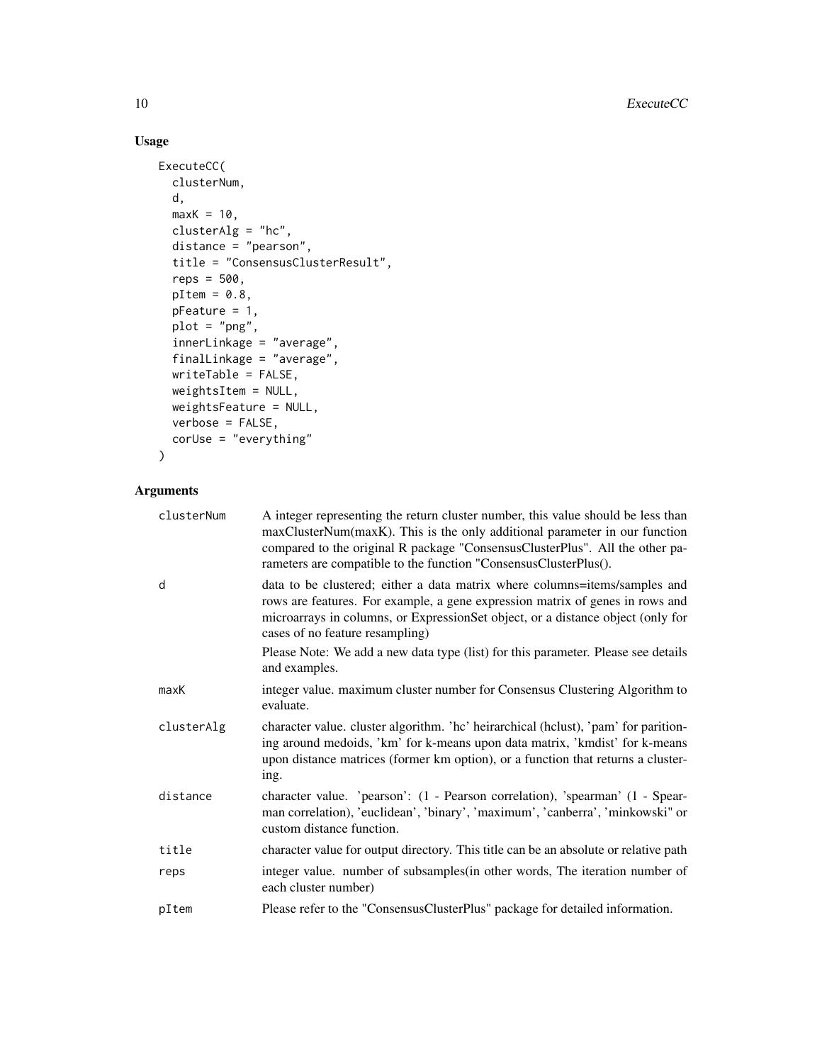## Usage

```
ExecuteCC(
  clusterNum,
  d,
  maxK = 10,
  clusterAlg = "hc",
  distance = "pearson",
  title = "ConsensusClusterResult",
  reps = 500,
  pItem = 0.8,
  pFeature = 1,
  plot = "png",
  innerLinkage = "average",
  finalLinkage = "average",
  writeTable = FALSE,
  weightsItem = NULL,
  weightsFeature = NULL,
  verbose = FALSE,
  corUse = "everything"
)
```

## Arguments

| | |
|---|---|
| clusterNum | A integer representing the return cluster number, this value should be less than maxClusterNum(maxK). This is the only additional parameter in our function compared to the original R package "ConsensusClusterPlus". All the other parameters are compatible to the function "ConsensusClusterPlus(). |
| d | data to be clustered; either a data matrix where columns=items/samples and rows are features. For example, a gene expression matrix of genes in rows and microarrays in columns, or ExpressionSet object, or a distance object (only for cases of no feature resampling)<br><br>Please Note: We add a new data type (list) for this parameter. Please see details and examples. |
| maxK | integer value. maximum cluster number for Consensus Clustering Algorithm to evaluate. |
| clusterAlg | character value. cluster algorithm. 'hc' heirarchical (hclust), 'pam' for paritioning around medoids, 'km' for k-means upon data matrix, 'kmdist' for k-means upon distance matrices (former km option), or a function that returns a clustering. |
| distance | character value. 'pearson': (1 - Pearson correlation), 'spearman' (1 - Spearman correlation), 'euclidean', 'binary', 'maximum', 'canberra', 'minkowski" or custom distance function. |
| title | character value for output directory. This title can be an absolute or relative path |
| reps | integer value. number of subsamples(in other words, The iteration number of each cluster number) |
| pItem | Please refer to the "ConsensusClusterPlus" package for detailed information. |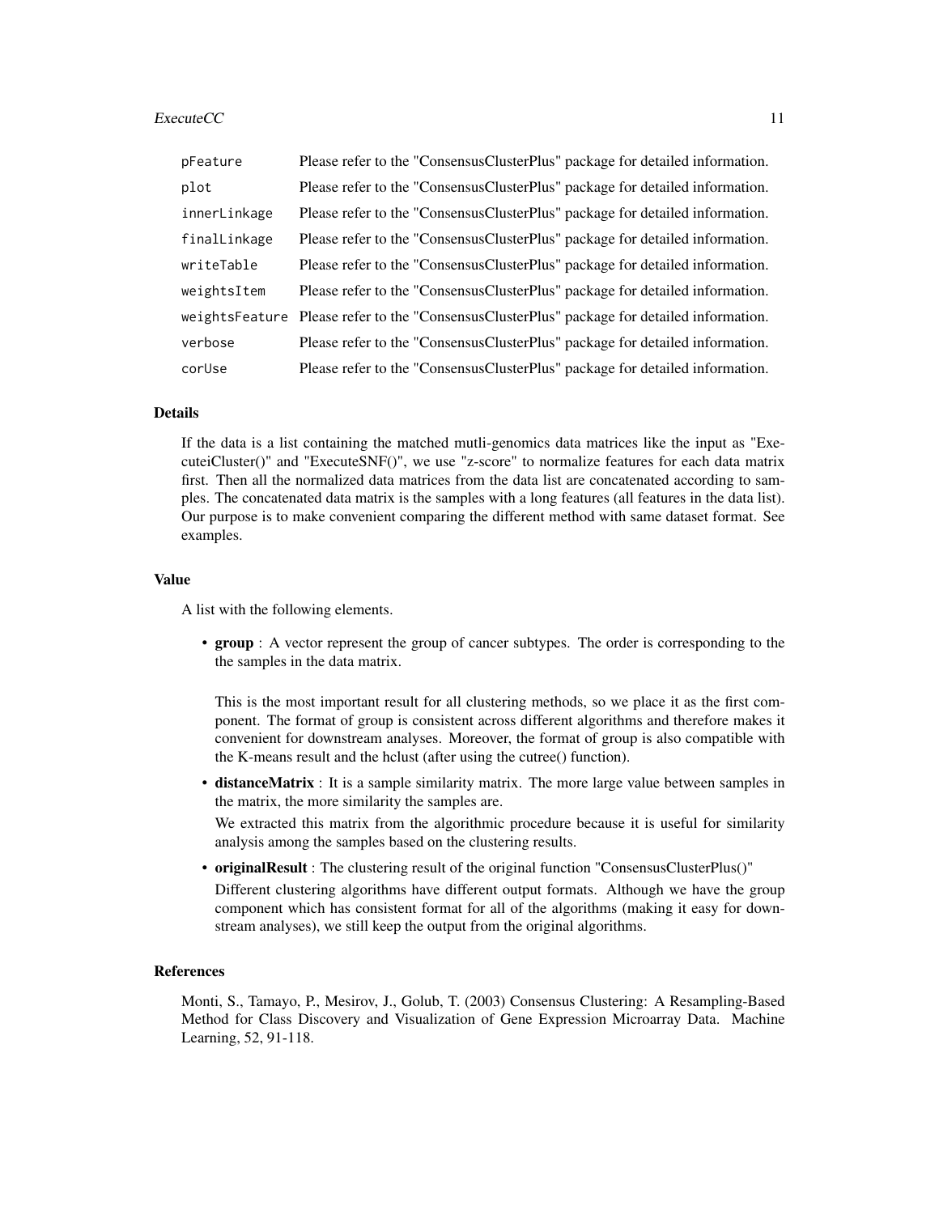| | |
|---|---|
| pFeature | Please refer to the "ConsensusClusterPlus" package for detailed information. |
| plot | Please refer to the "ConsensusClusterPlus" package for detailed information. |
| innerLinkage | Please refer to the "ConsensusClusterPlus" package for detailed information. |
| finalLinkage | Please refer to the "ConsensusClusterPlus" package for detailed information. |
| writeTable | Please refer to the "ConsensusClusterPlus" package for detailed information. |
| weightsItem | Please refer to the "ConsensusClusterPlus" package for detailed information. |
| weightsFeature | Please refer to the "ConsensusClusterPlus" package for detailed information. |
| verbose | Please refer to the "ConsensusClusterPlus" package for detailed information. |
| corUse | Please refer to the "ConsensusClusterPlus" package for detailed information. |

### Details

If the data is a list containing the matched mutli-genomics data matrices like the input as "ExecuteiCluster()" and "ExecuteSNF()", we use "z-score" to normalize features for each data matrix first. Then all the normalized data matrices from the data list are concatenated according to samples. The concatenated data matrix is the samples with a long features (all features in the data list). Our purpose is to make convenient comparing the different method with same dataset format. See examples.

### Value

A list with the following elements.

- **group** : A vector represent the group of cancer subtypes. The order is corresponding to the the samples in the data matrix.

  This is the most important result for all clustering methods, so we place it as the first component. The format of group is consistent across different algorithms and therefore makes it convenient for downstream analyses. Moreover, the format of group is also compatible with the K-means result and the hclust (after using the cutree() function).

- **distanceMatrix** : It is a sample similarity matrix. The more large value between samples in the matrix, the more similarity the samples are.

  We extracted this matrix from the algorithmic procedure because it is useful for similarity analysis among the samples based on the clustering results.

- **originalResult** : The clustering result of the original function "ConsensusClusterPlus()"

  Different clustering algorithms have different output formats. Although we have the group component which has consistent format for all of the algorithms (making it easy for downstream analyses), we still keep the output from the original algorithms.

### References

Monti, S., Tamayo, P., Mesirov, J., Golub, T. (2003) Consensus Clustering: A Resampling-Based Method for Class Discovery and Visualization of Gene Expression Microarray Data. Machine Learning, 52, 91-118.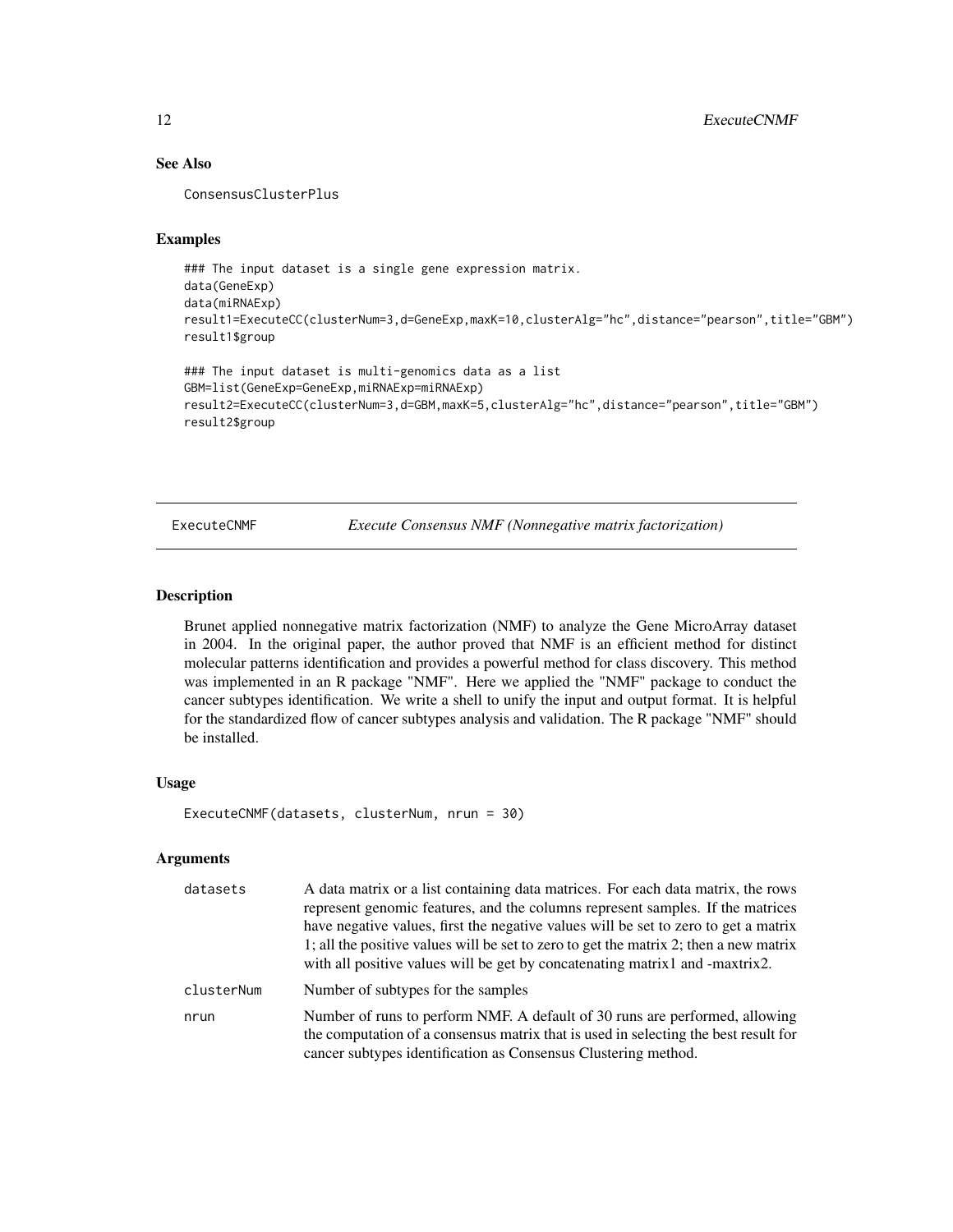## See Also

ConsensusClusterPlus

## Examples

```
### The input dataset is a single gene expression matrix.
data(GeneExp)
data(miRNAExp)
result1=ExecuteCC(clusterNum=3,d=GeneExp,maxK=10,clusterAlg="hc",distance="pearson",title="GBM")
result1$group

### The input dataset is multi-genomics data as a list
GBM=list(GeneExp=GeneExp,miRNAExp=miRNAExp)
result2=ExecuteCC(clusterNum=3,d=GBM,maxK=5,clusterAlg="hc",distance="pearson",title="GBM")
result2$group
```

---

# ExecuteCNMF    *Execute Consensus NMF (Nonnegative matrix factorization)*

---

## Description

Brunet applied nonnegative matrix factorization (NMF) to analyze the Gene MicroArray dataset in 2004. In the original paper, the author proved that NMF is an efficient method for distinct molecular patterns identification and provides a powerful method for class discovery. This method was implemented in an R package "NMF". Here we applied the "NMF" package to conduct the cancer subtypes identification. We write a shell to unify the input and output format. It is helpful for the standardized flow of cancer subtypes analysis and validation. The R package "NMF" should be installed.

## Usage

```
ExecuteCNMF(datasets, clusterNum, nrun = 30)
```

## Arguments

| | |
|---|---|
| datasets | A data matrix or a list containing data matrices. For each data matrix, the rows represent genomic features, and the columns represent samples. If the matrices have negative values, first the negative values will be set to zero to get a matrix 1; all the positive values will be set to zero to get the matrix 2; then a new matrix with all positive values will be get by concatenating matrix1 and -maxtrix2. |
| clusterNum | Number of subtypes for the samples |
| nrun | Number of runs to perform NMF. A default of 30 runs are performed, allowing the computation of a consensus matrix that is used in selecting the best result for cancer subtypes identification as Consensus Clustering method. |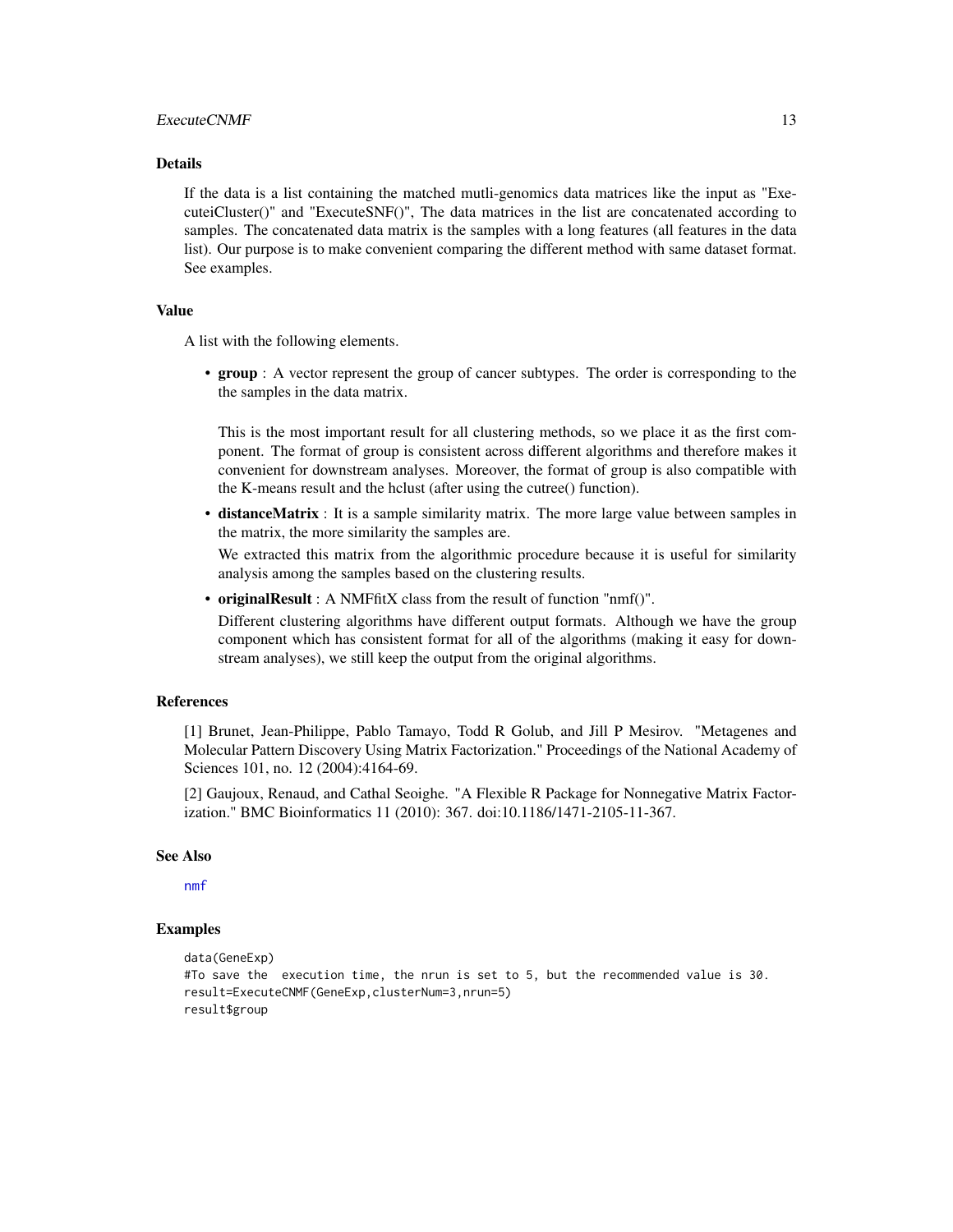## Details

If the data is a list containing the matched mutli-genomics data matrices like the input as "ExecuteiCluster()" and "ExecuteSNF()", The data matrices in the list are concatenated according to samples. The concatenated data matrix is the samples with a long features (all features in the data list). Our purpose is to make convenient comparing the different method with same dataset format. See examples.

## Value

A list with the following elements.

- **group** : A vector represent the group of cancer subtypes. The order is corresponding to the the samples in the data matrix.

  This is the most important result for all clustering methods, so we place it as the first component. The format of group is consistent across different algorithms and therefore makes it convenient for downstream analyses. Moreover, the format of group is also compatible with the K-means result and the hclust (after using the cutree() function).

- **distanceMatrix** : It is a sample similarity matrix. The more large value between samples in the matrix, the more similarity the samples are.

  We extracted this matrix from the algorithmic procedure because it is useful for similarity analysis among the samples based on the clustering results.

- **originalResult** : A NMFfitX class from the result of function "nmf()".

  Different clustering algorithms have different output formats. Although we have the group component which has consistent format for all of the algorithms (making it easy for downstream analyses), we still keep the output from the original algorithms.

## References

[1] Brunet, Jean-Philippe, Pablo Tamayo, Todd R Golub, and Jill P Mesirov. "Metagenes and Molecular Pattern Discovery Using Matrix Factorization." Proceedings of the National Academy of Sciences 101, no. 12 (2004):4164-69.

[2] Gaujoux, Renaud, and Cathal Seoighe. "A Flexible R Package for Nonnegative Matrix Factorization." BMC Bioinformatics 11 (2010): 367. doi:10.1186/1471-2105-11-367.

## See Also

nmf

## Examples

```
data(GeneExp)
#To save the  execution time, the nrun is set to 5, but the recommended value is 30.
result=ExecuteCNMF(GeneExp,clusterNum=3,nrun=5)
result$group
```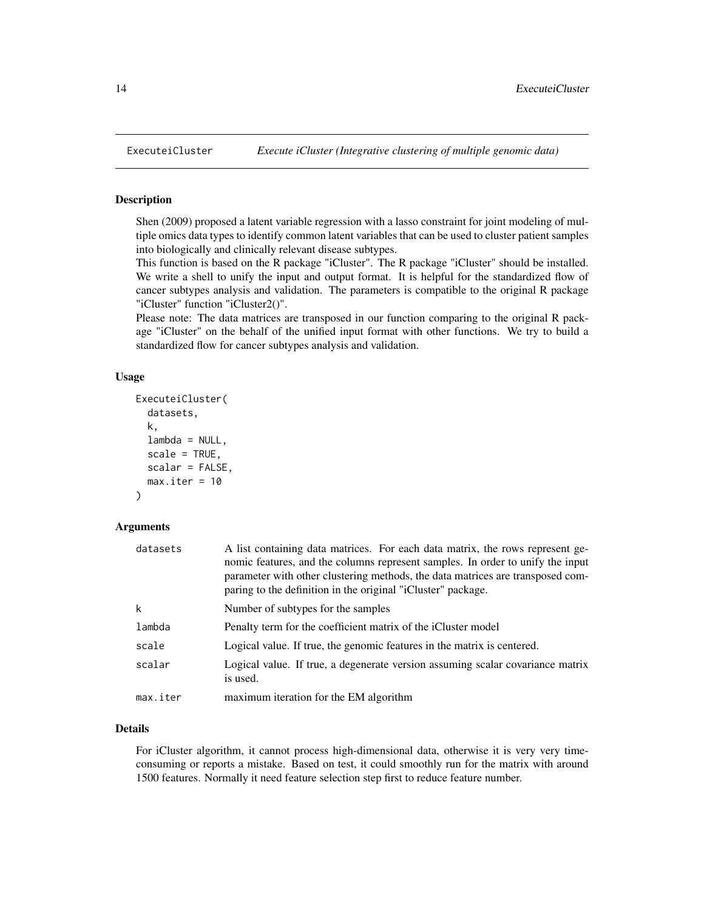# ExecuteiCluster — *Execute iCluster (Integrative clustering of multiple genomic data)*

## Description

Shen (2009) proposed a latent variable regression with a lasso constraint for joint modeling of multiple omics data types to identify common latent variables that can be used to cluster patient samples into biologically and clinically relevant disease subtypes.

This function is based on the R package "iCluster". The R package "iCluster" should be installed. We write a shell to unify the input and output format. It is helpful for the standardized flow of cancer subtypes analysis and validation. The parameters is compatible to the original R package "iCluster" function "iCluster2()".

Please note: The data matrices are transposed in our function comparing to the original R package "iCluster" on the behalf of the unified input format with other functions. We try to build a standardized flow for cancer subtypes analysis and validation.

## Usage

```
ExecuteiCluster(
  datasets,
  k,
  lambda = NULL,
  scale = TRUE,
  scalar = FALSE,
  max.iter = 10
)
```

## Arguments

| | |
|---|---|
| datasets | A list containing data matrices. For each data matrix, the rows represent genomic features, and the columns represent samples. In order to unify the input parameter with other clustering methods, the data matrices are transposed comparing to the definition in the original "iCluster" package. |
| k | Number of subtypes for the samples |
| lambda | Penalty term for the coefficient matrix of the iCluster model |
| scale | Logical value. If true, the genomic features in the matrix is centered. |
| scalar | Logical value. If true, a degenerate version assuming scalar covariance matrix is used. |
| max.iter | maximum iteration for the EM algorithm |

## Details

For iCluster algorithm, it cannot process high-dimensional data, otherwise it is very very time-consuming or reports a mistake. Based on test, it could smoothly run for the matrix with around 1500 features. Normally it need feature selection step first to reduce feature number.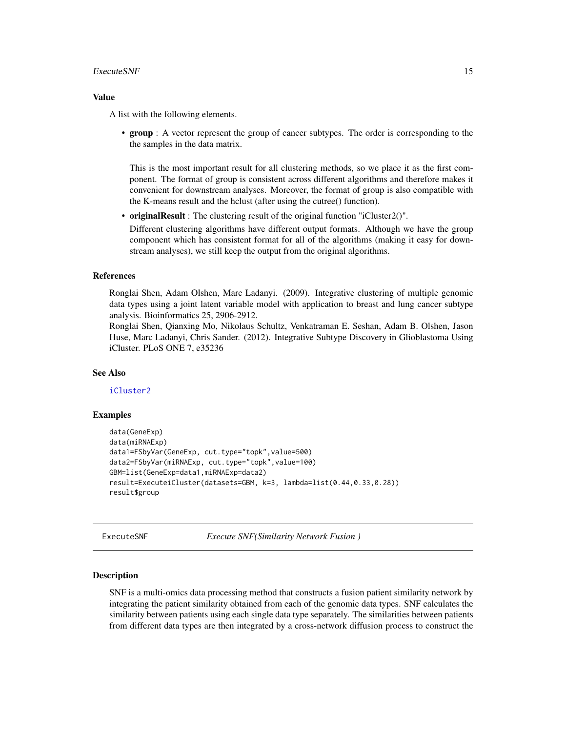### Value

A list with the following elements.

- **group** : A vector represent the group of cancer subtypes. The order is corresponding to the the samples in the data matrix.

  This is the most important result for all clustering methods, so we place it as the first component. The format of group is consistent across different algorithms and therefore makes it convenient for downstream analyses. Moreover, the format of group is also compatible with the K-means result and the hclust (after using the cutree() function).

- **originalResult** : The clustering result of the original function "iCluster2()".

  Different clustering algorithms have different output formats. Although we have the group component which has consistent format for all of the algorithms (making it easy for downstream analyses), we still keep the output from the original algorithms.

### References

Ronglai Shen, Adam Olshen, Marc Ladanyi. (2009). Integrative clustering of multiple genomic data types using a joint latent variable model with application to breast and lung cancer subtype analysis. Bioinformatics 25, 2906-2912.
Ronglai Shen, Qianxing Mo, Nikolaus Schultz, Venkatraman E. Seshan, Adam B. Olshen, Jason Huse, Marc Ladanyi, Chris Sander. (2012). Integrative Subtype Discovery in Glioblastoma Using iCluster. PLoS ONE 7, e35236

### See Also

iCluster2

### Examples

```
data(GeneExp)
data(miRNAExp)
data1=FSbyVar(GeneExp, cut.type="topk",value=500)
data2=FSbyVar(miRNAExp, cut.type="topk",value=100)
GBM=list(GeneExp=data1,miRNAExp=data2)
result=ExecuteiCluster(datasets=GBM, k=3, lambda=list(0.44,0.33,0.28))
result$group
```

---

## ExecuteSNF &emsp; *Execute SNF(Similarity Network Fusion )*

### Description

SNF is a multi-omics data processing method that constructs a fusion patient similarity network by integrating the patient similarity obtained from each of the genomic data types. SNF calculates the similarity between patients using each single data type separately. The similarities between patients from different data types are then integrated by a cross-network diffusion process to construct the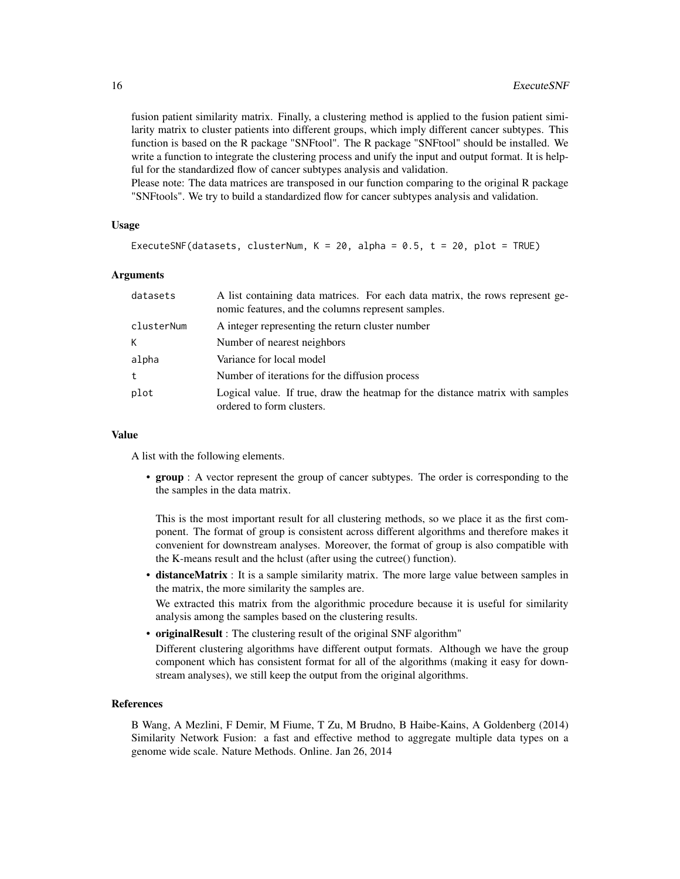fusion patient similarity matrix. Finally, a clustering method is applied to the fusion patient similarity matrix to cluster patients into different groups, which imply different cancer subtypes. This function is based on the R package "SNFtool". The R package "SNFtool" should be installed. We write a function to integrate the clustering process and unify the input and output format. It is helpful for the standardized flow of cancer subtypes analysis and validation.
Please note: The data matrices are transposed in our function comparing to the original R package "SNFtools". We try to build a standardized flow for cancer subtypes analysis and validation.

### Usage

```
ExecuteSNF(datasets, clusterNum, K = 20, alpha = 0.5, t = 20, plot = TRUE)
```

### Arguments

| | |
|---|---|
| datasets | A list containing data matrices. For each data matrix, the rows represent genomic features, and the columns represent samples. |
| clusterNum | A integer representing the return cluster number |
| K | Number of nearest neighbors |
| alpha | Variance for local model |
| t | Number of iterations for the diffusion process |
| plot | Logical value. If true, draw the heatmap for the distance matrix with samples ordered to form clusters. |

### Value

A list with the following elements.

- **group** : A vector represent the group of cancer subtypes. The order is corresponding to the the samples in the data matrix.

  This is the most important result for all clustering methods, so we place it as the first component. The format of group is consistent across different algorithms and therefore makes it convenient for downstream analyses. Moreover, the format of group is also compatible with the K-means result and the hclust (after using the cutree() function).

- **distanceMatrix** : It is a sample similarity matrix. The more large value between samples in the matrix, the more similarity the samples are.

  We extracted this matrix from the algorithmic procedure because it is useful for similarity analysis among the samples based on the clustering results.

- **originalResult** : The clustering result of the original SNF algorithm"

  Different clustering algorithms have different output formats. Although we have the group component which has consistent format for all of the algorithms (making it easy for downstream analyses), we still keep the output from the original algorithms.

### References

B Wang, A Mezlini, F Demir, M Fiume, T Zu, M Brudno, B Haibe-Kains, A Goldenberg (2014) Similarity Network Fusion: a fast and effective method to aggregate multiple data types on a genome wide scale. Nature Methods. Online. Jan 26, 2014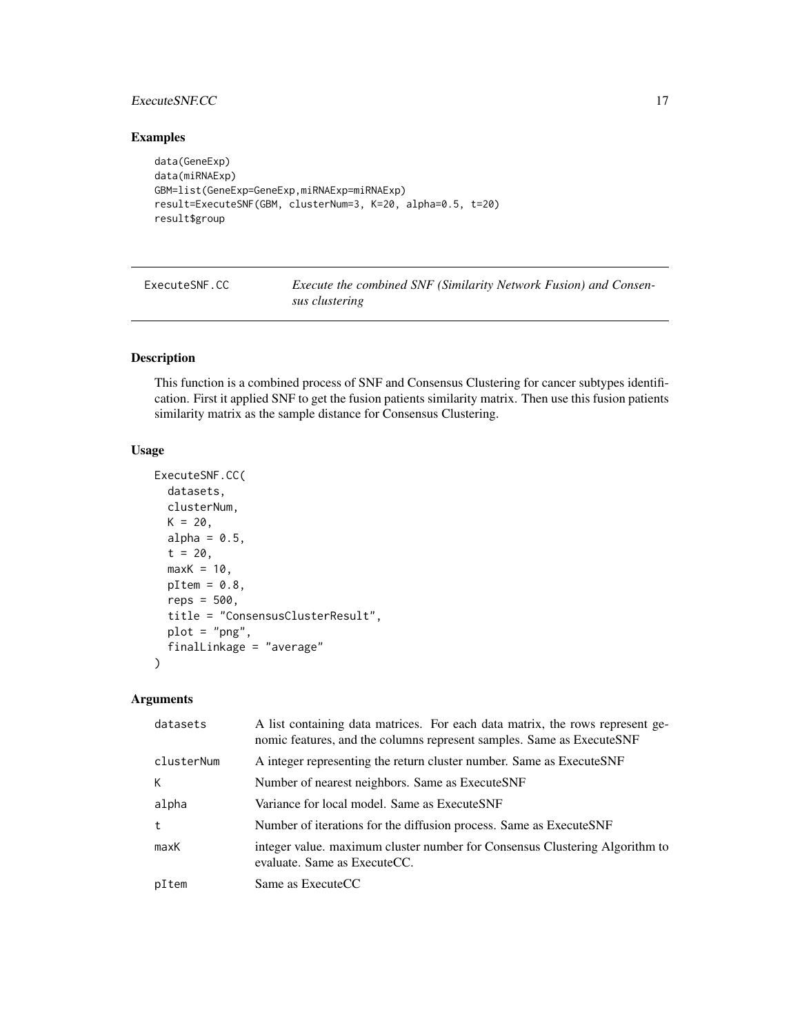## Examples

```
data(GeneExp)
data(miRNAExp)
GBM=list(GeneExp=GeneExp,miRNAExp=miRNAExp)
result=ExecuteSNF(GBM, clusterNum=3, K=20, alpha=0.5, t=20)
result$group
```

---

| ExecuteSNF.CC | *Execute the combined SNF (Similarity Network Fusion) and Consensus clustering* |
|---|---|

---

## Description

This function is a combined process of SNF and Consensus Clustering for cancer subtypes identification. First it applied SNF to get the fusion patients similarity matrix. Then use this fusion patients similarity matrix as the sample distance for Consensus Clustering.

## Usage

```
ExecuteSNF.CC(
  datasets,
  clusterNum,
  K = 20,
  alpha = 0.5,
  t = 20,
  maxK = 10,
  pItem = 0.8,
  reps = 500,
  title = "ConsensusClusterResult",
  plot = "png",
  finalLinkage = "average"
)
```

## Arguments

| | |
|---|---|
| datasets | A list containing data matrices. For each data matrix, the rows represent genomic features, and the columns represent samples. Same as ExecuteSNF |
| clusterNum | A integer representing the return cluster number. Same as ExecuteSNF |
| K | Number of nearest neighbors. Same as ExecuteSNF |
| alpha | Variance for local model. Same as ExecuteSNF |
| t | Number of iterations for the diffusion process. Same as ExecuteSNF |
| maxK | integer value. maximum cluster number for Consensus Clustering Algorithm to evaluate. Same as ExecuteCC. |
| pItem | Same as ExecuteCC |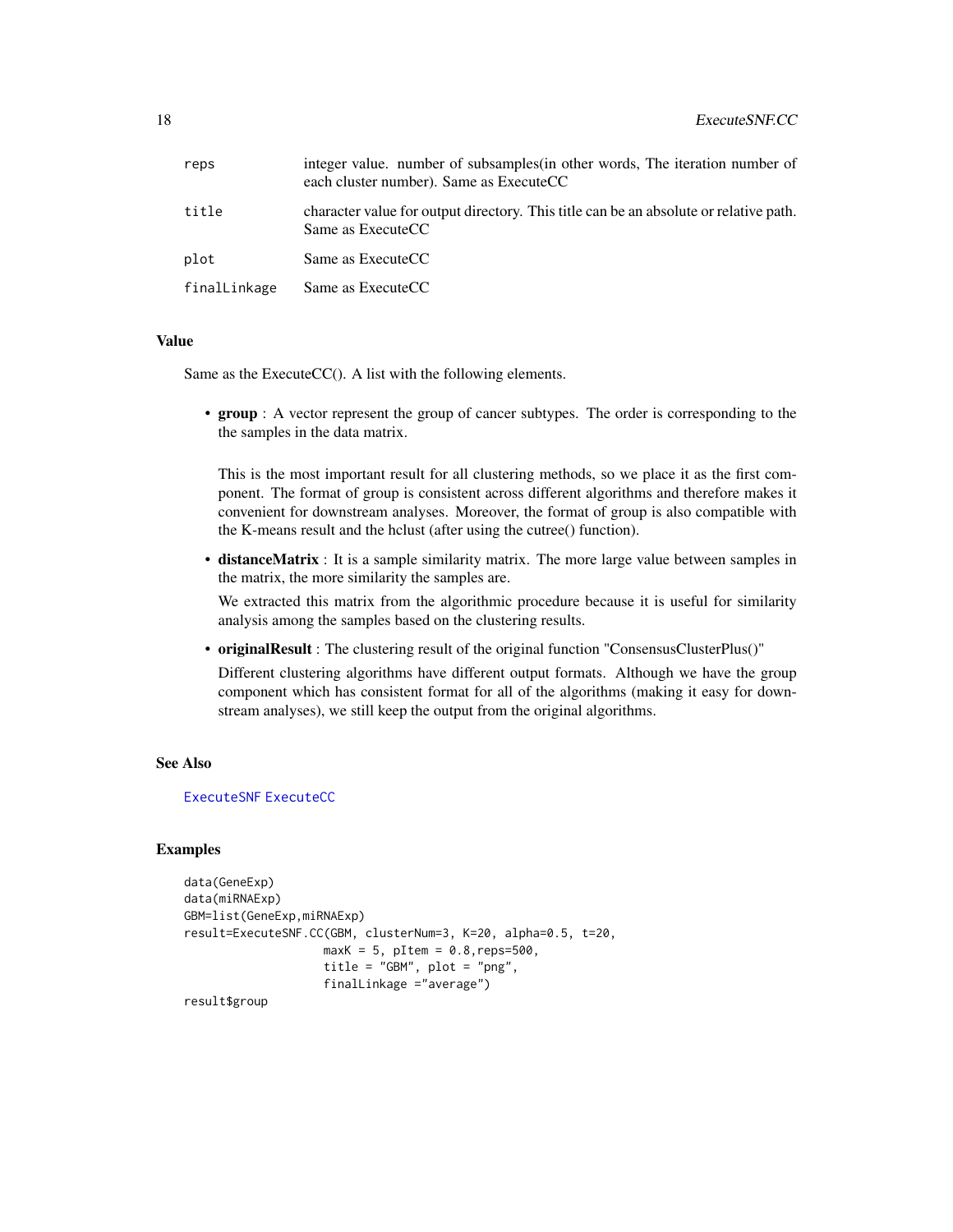| | |
|---|---|
| reps | integer value. number of subsamples(in other words, The iteration number of each cluster number). Same as ExecuteCC |
| title | character value for output directory. This title can be an absolute or relative path. Same as ExecuteCC |
| plot | Same as ExecuteCC |
| finalLinkage | Same as ExecuteCC |

### Value

Same as the ExecuteCC(). A list with the following elements.

- **group** : A vector represent the group of cancer subtypes. The order is corresponding to the the samples in the data matrix.

  This is the most important result for all clustering methods, so we place it as the first component. The format of group is consistent across different algorithms and therefore makes it convenient for downstream analyses. Moreover, the format of group is also compatible with the K-means result and the hclust (after using the cutree() function).

- **distanceMatrix** : It is a sample similarity matrix. The more large value between samples in the matrix, the more similarity the samples are.

  We extracted this matrix from the algorithmic procedure because it is useful for similarity analysis among the samples based on the clustering results.

- **originalResult** : The clustering result of the original function "ConsensusClusterPlus()"

  Different clustering algorithms have different output formats. Although we have the group component which has consistent format for all of the algorithms (making it easy for downstream analyses), we still keep the output from the original algorithms.

### See Also

ExecuteSNF ExecuteCC

### Examples

```
data(GeneExp)
data(miRNAExp)
GBM=list(GeneExp,miRNAExp)
result=ExecuteSNF.CC(GBM, clusterNum=3, K=20, alpha=0.5, t=20,
                    maxK = 5, pItem = 0.8,reps=500,
                    title = "GBM", plot = "png",
                    finalLinkage ="average")
result$group
```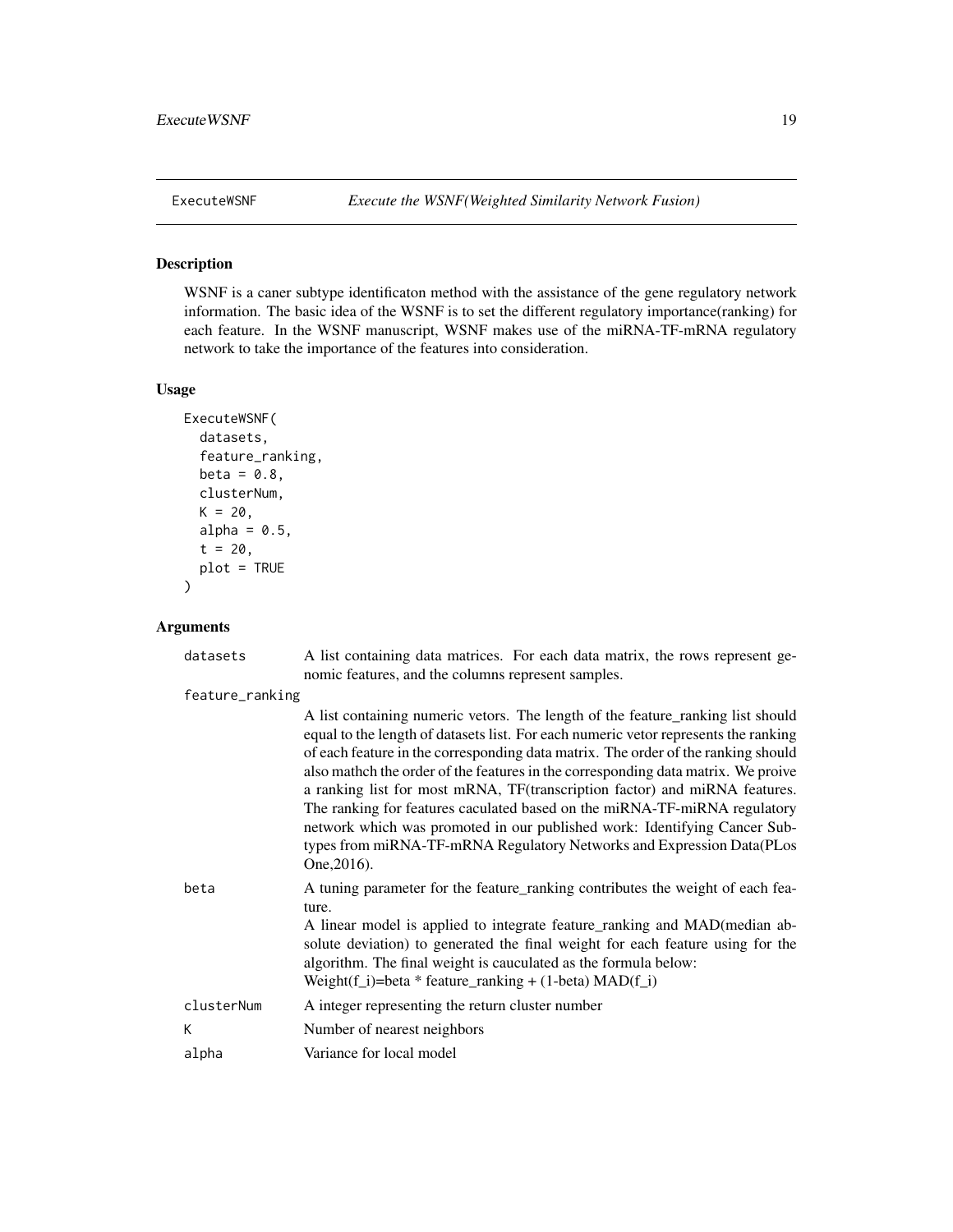## ExecuteWSNF — *Execute the WSNF(Weighted Similarity Network Fusion)*

### Description

WSNF is a caner subtype identificaton method with the assistance of the gene regulatory network information. The basic idea of the WSNF is to set the different regulatory importance(ranking) for each feature. In the WSNF manuscript, WSNF makes use of the miRNA-TF-mRNA regulatory network to take the importance of the features into consideration.

### Usage

```
ExecuteWSNF(
  datasets,
  feature_ranking,
  beta = 0.8,
  clusterNum,
  K = 20,
  alpha = 0.5,
  t = 20,
  plot = TRUE
)
```

### Arguments

| Argument | Description |
| --- | --- |
| `datasets` | A list containing data matrices. For each data matrix, the rows represent genomic features, and the columns represent samples. |
| `feature_ranking` | A list containing numeric vetors. The length of the feature_ranking list should equal to the length of datasets list. For each numeric vetor represents the ranking of each feature in the corresponding data matrix. The order of the ranking should also mathch the order of the features in the corresponding data matrix. We proive a ranking list for most mRNA, TF(transcription factor) and miRNA features. The ranking for features caculated based on the miRNA-TF-miRNA regulatory network which was promoted in our published work: Identifying Cancer Subtypes from miRNA-TF-mRNA Regulatory Networks and Expression Data(PLos One,2016). |
| `beta` | A tuning parameter for the feature_ranking contributes the weight of each feature. A linear model is applied to integrate feature_ranking and MAD(median absolute deviation) to generated the final weight for each feature using for the algorithm. The final weight is cauculated as the formula below: Weight(f_i)=beta * feature_ranking + (1-beta) MAD(f_i) |
| `clusterNum` | A integer representing the return cluster number |
| `K` | Number of nearest neighbors |
| `alpha` | Variance for local model |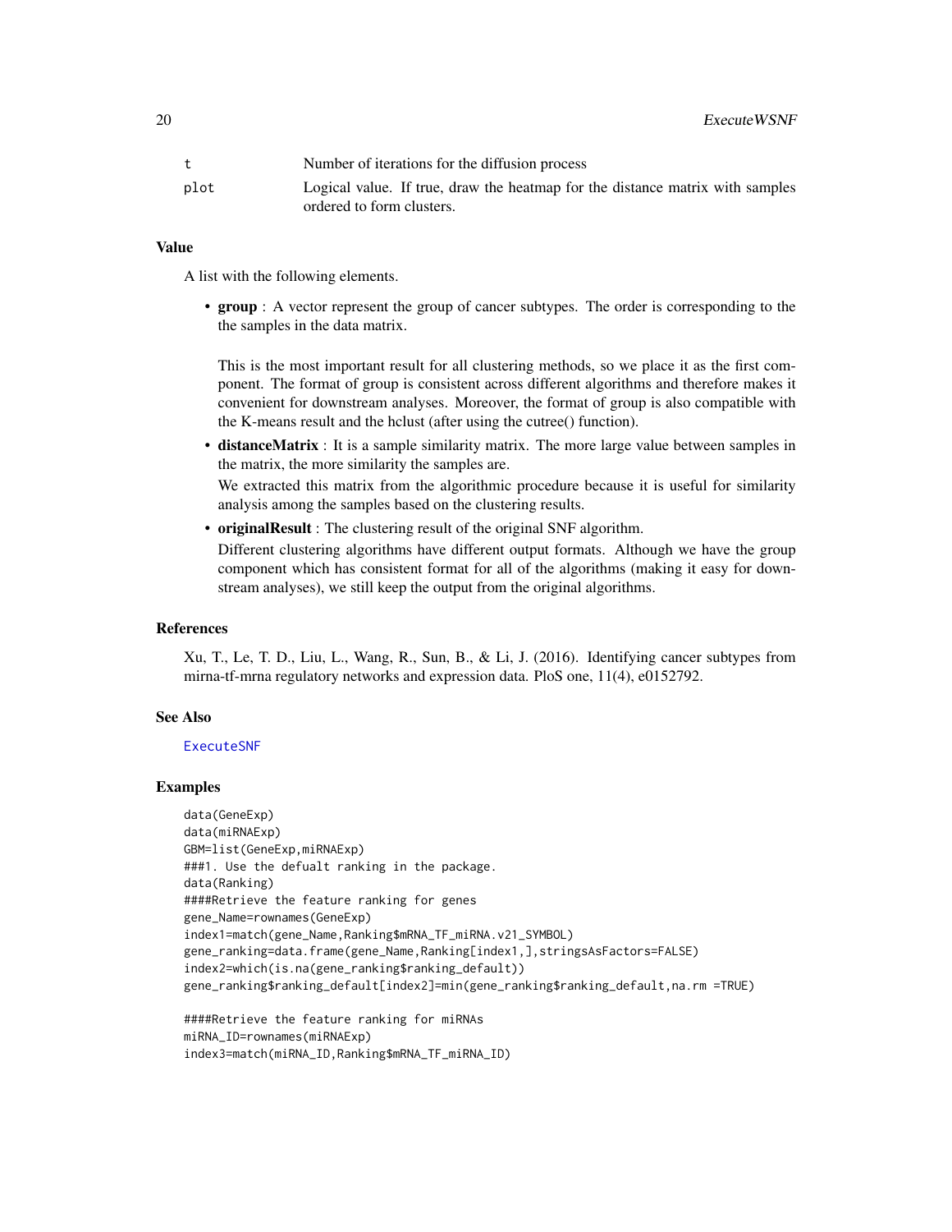| | |
|---|---|
| t | Number of iterations for the diffusion process |
| plot | Logical value. If true, draw the heatmap for the distance matrix with samples ordered to form clusters. |

### Value

A list with the following elements.

- **group** : A vector represent the group of cancer subtypes. The order is corresponding to the the samples in the data matrix.

  This is the most important result for all clustering methods, so we place it as the first component. The format of group is consistent across different algorithms and therefore makes it convenient for downstream analyses. Moreover, the format of group is also compatible with the K-means result and the hclust (after using the cutree() function).

- **distanceMatrix** : It is a sample similarity matrix. The more large value between samples in the matrix, the more similarity the samples are.

  We extracted this matrix from the algorithmic procedure because it is useful for similarity analysis among the samples based on the clustering results.

- **originalResult** : The clustering result of the original SNF algorithm.

  Different clustering algorithms have different output formats. Although we have the group component which has consistent format for all of the algorithms (making it easy for downstream analyses), we still keep the output from the original algorithms.

### References

Xu, T., Le, T. D., Liu, L., Wang, R., Sun, B., & Li, J. (2016). Identifying cancer subtypes from mirna-tf-mrna regulatory networks and expression data. PloS one, 11(4), e0152792.

### See Also

ExecuteSNF

### Examples

```
data(GeneExp)
data(miRNAExp)
GBM=list(GeneExp,miRNAExp)
###1. Use the defualt ranking in the package.
data(Ranking)
####Retrieve the feature ranking for genes
gene_Name=rownames(GeneExp)
index1=match(gene_Name,Ranking$mRNA_TF_miRNA.v21_SYMBOL)
gene_ranking=data.frame(gene_Name,Ranking[index1,],stringsAsFactors=FALSE)
index2=which(is.na(gene_ranking$ranking_default))
gene_ranking$ranking_default[index2]=min(gene_ranking$ranking_default,na.rm =TRUE)

####Retrieve the feature ranking for miRNAs
miRNA_ID=rownames(miRNAExp)
index3=match(miRNA_ID,Ranking$mRNA_TF_miRNA_ID)
```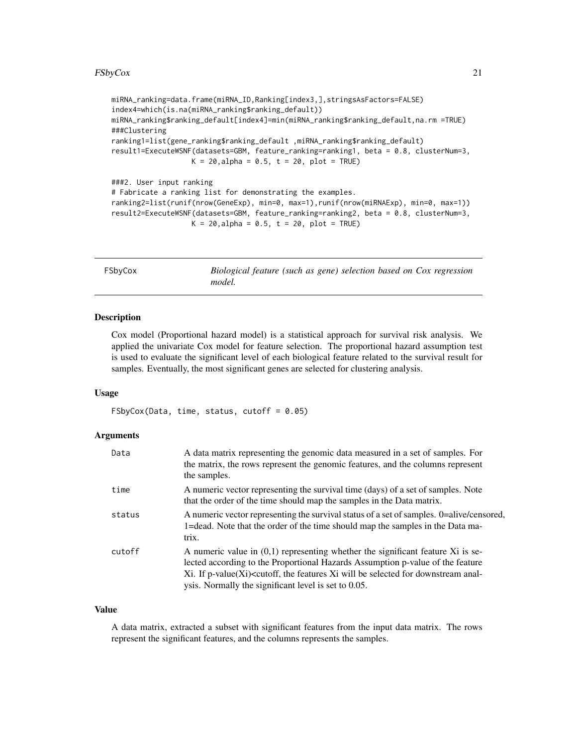```
miRNA_ranking=data.frame(miRNA_ID,Ranking[index3,],stringsAsFactors=FALSE)
index4=which(is.na(miRNA_ranking$ranking_default))
miRNA_ranking$ranking_default[index4]=min(miRNA_ranking$ranking_default,na.rm =TRUE)
###Clustering
ranking1=list(gene_ranking$ranking_default ,miRNA_ranking$ranking_default)
result1=ExecuteWSNF(datasets=GBM, feature_ranking=ranking1, beta = 0.8, clusterNum=3,
                    K = 20,alpha = 0.5, t = 20, plot = TRUE)

###2. User input ranking
# Fabricate a ranking list for demonstrating the examples.
ranking2=list(runif(nrow(GeneExp), min=0, max=1),runif(nrow(miRNAExp), min=0, max=1))
result2=ExecuteWSNF(datasets=GBM, feature_ranking=ranking2, beta = 0.8, clusterNum=3,
                    K = 20,alpha = 0.5, t = 20, plot = TRUE)
```

## FSbyCox — *Biological feature (such as gene) selection based on Cox regression model.*

### Description

Cox model (Proportional hazard model) is a statistical approach for survival risk analysis. We applied the univariate Cox model for feature selection. The proportional hazard assumption test is used to evaluate the significant level of each biological feature related to the survival result for samples. Eventually, the most significant genes are selected for clustering analysis.

### Usage

```
FSbyCox(Data, time, status, cutoff = 0.05)
```

### Arguments

| | |
|---|---|
| Data | A data matrix representing the genomic data measured in a set of samples. For the matrix, the rows represent the genomic features, and the columns represent the samples. |
| time | A numeric vector representing the survival time (days) of a set of samples. Note that the order of the time should map the samples in the Data matrix. |
| status | A numeric vector representing the survival status of a set of samples. 0=alive/censored, 1=dead. Note that the order of the time should map the samples in the Data matrix. |
| cutoff | A numeric value in (0,1) representing whether the significant feature Xi is selected according to the Proportional Hazards Assumption p-value of the feature Xi. If p-value(Xi)<cutoff, the features Xi will be selected for downstream analysis. Normally the significant level is set to 0.05. |

### Value

A data matrix, extracted a subset with significant features from the input data matrix. The rows represent the significant features, and the columns represents the samples.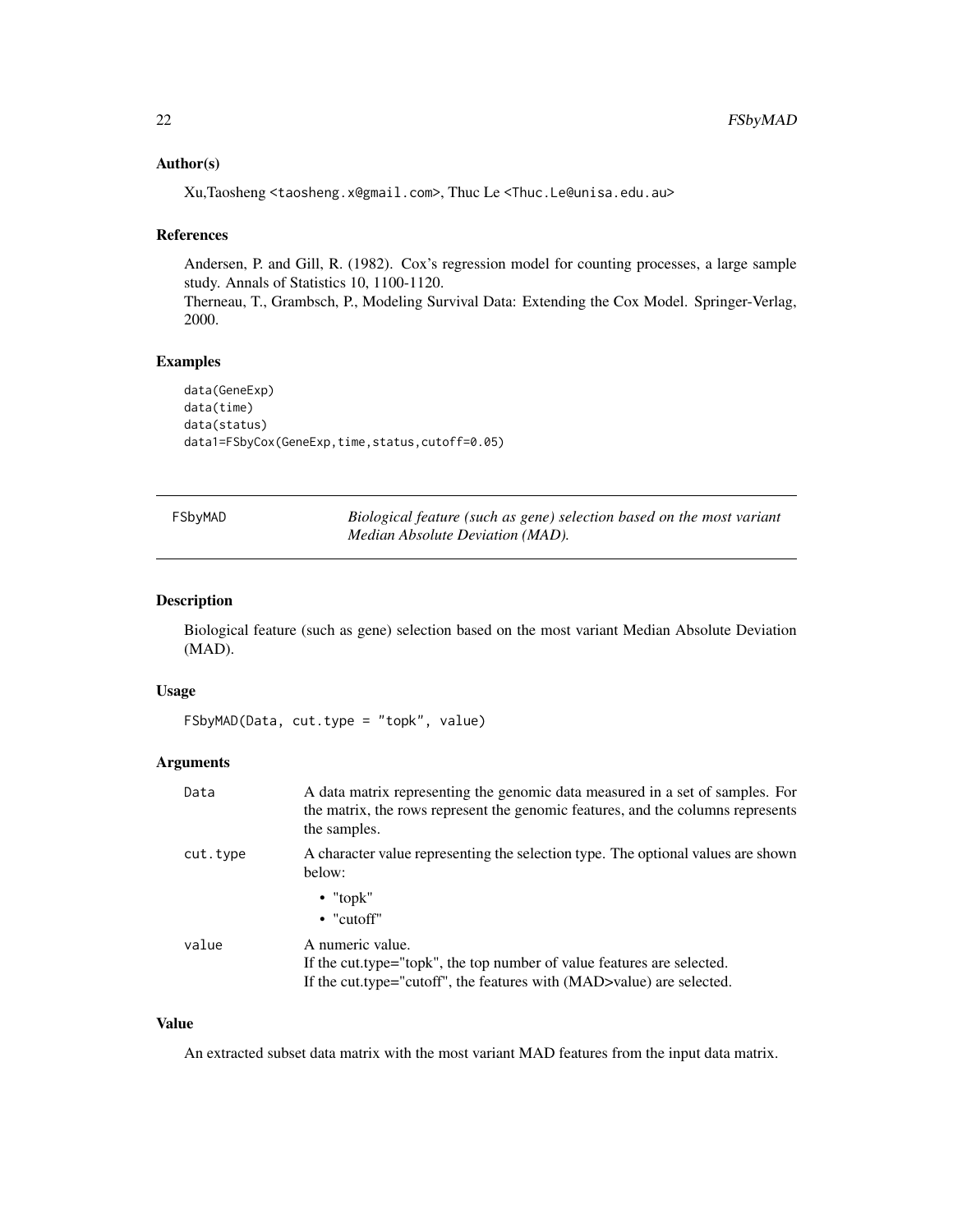### Author(s)

Xu,Taosheng <taosheng.x@gmail.com>, Thuc Le <Thuc.Le@unisa.edu.au>

### References

Andersen, P. and Gill, R. (1982). Cox's regression model for counting processes, a large sample study. Annals of Statistics 10, 1100-1120.
Therneau, T., Grambsch, P., Modeling Survival Data: Extending the Cox Model. Springer-Verlag, 2000.

### Examples

```
data(GeneExp)
data(time)
data(status)
data1=FSbyCox(GeneExp,time,status,cutoff=0.05)
```

---

## FSbyMAD

*Biological feature (such as gene) selection based on the most variant Median Absolute Deviation (MAD).*

---

### Description

Biological feature (such as gene) selection based on the most variant Median Absolute Deviation (MAD).

### Usage

```
FSbyMAD(Data, cut.type = "topk", value)
```

### Arguments

| | |
|---|---|
| Data | A data matrix representing the genomic data measured in a set of samples. For the matrix, the rows represent the genomic features, and the columns represents the samples. |
| cut.type | A character value representing the selection type. The optional values are shown below:<br>• "topk"<br>• "cutoff" |
| value | A numeric value.<br>If the cut.type="topk", the top number of value features are selected.<br>If the cut.type="cutoff", the features with (MAD>value) are selected. |

### Value

An extracted subset data matrix with the most variant MAD features from the input data matrix.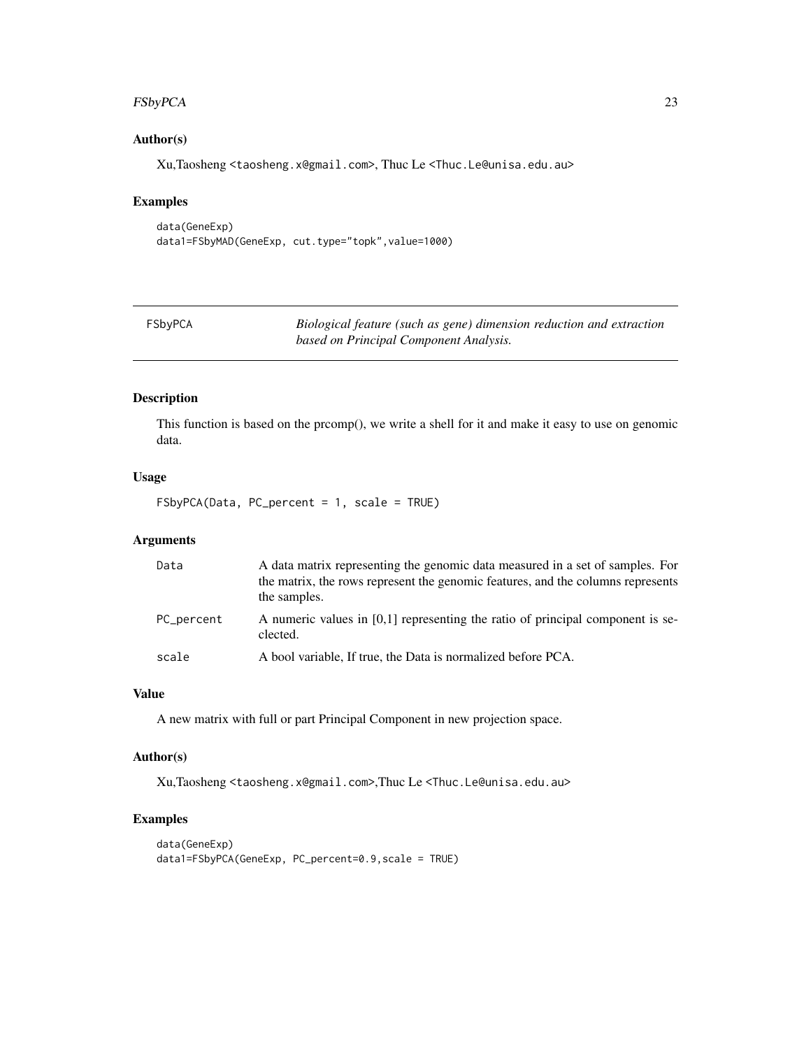## Author(s)

Xu,Taosheng <taosheng.x@gmail.com>, Thuc Le <Thuc.Le@unisa.edu.au>

## Examples

```
data(GeneExp)
data1=FSbyMAD(GeneExp, cut.type="topk",value=1000)
```

---

# FSbyPCA — *Biological feature (such as gene) dimension reduction and extraction based on Principal Component Analysis.*

---

## Description

This function is based on the prcomp(), we write a shell for it and make it easy to use on genomic data.

## Usage

```
FSbyPCA(Data, PC_percent = 1, scale = TRUE)
```

## Arguments

| | |
|---|---|
| Data | A data matrix representing the genomic data measured in a set of samples. For the matrix, the rows represent the genomic features, and the columns represents the samples. |
| PC_percent | A numeric values in [0,1] representing the ratio of principal component is seclected. |
| scale | A bool variable, If true, the Data is normalized before PCA. |

## Value

A new matrix with full or part Principal Component in new projection space.

## Author(s)

Xu,Taosheng <taosheng.x@gmail.com>,Thuc Le <Thuc.Le@unisa.edu.au>

## Examples

```
data(GeneExp)
data1=FSbyPCA(GeneExp, PC_percent=0.9,scale = TRUE)
```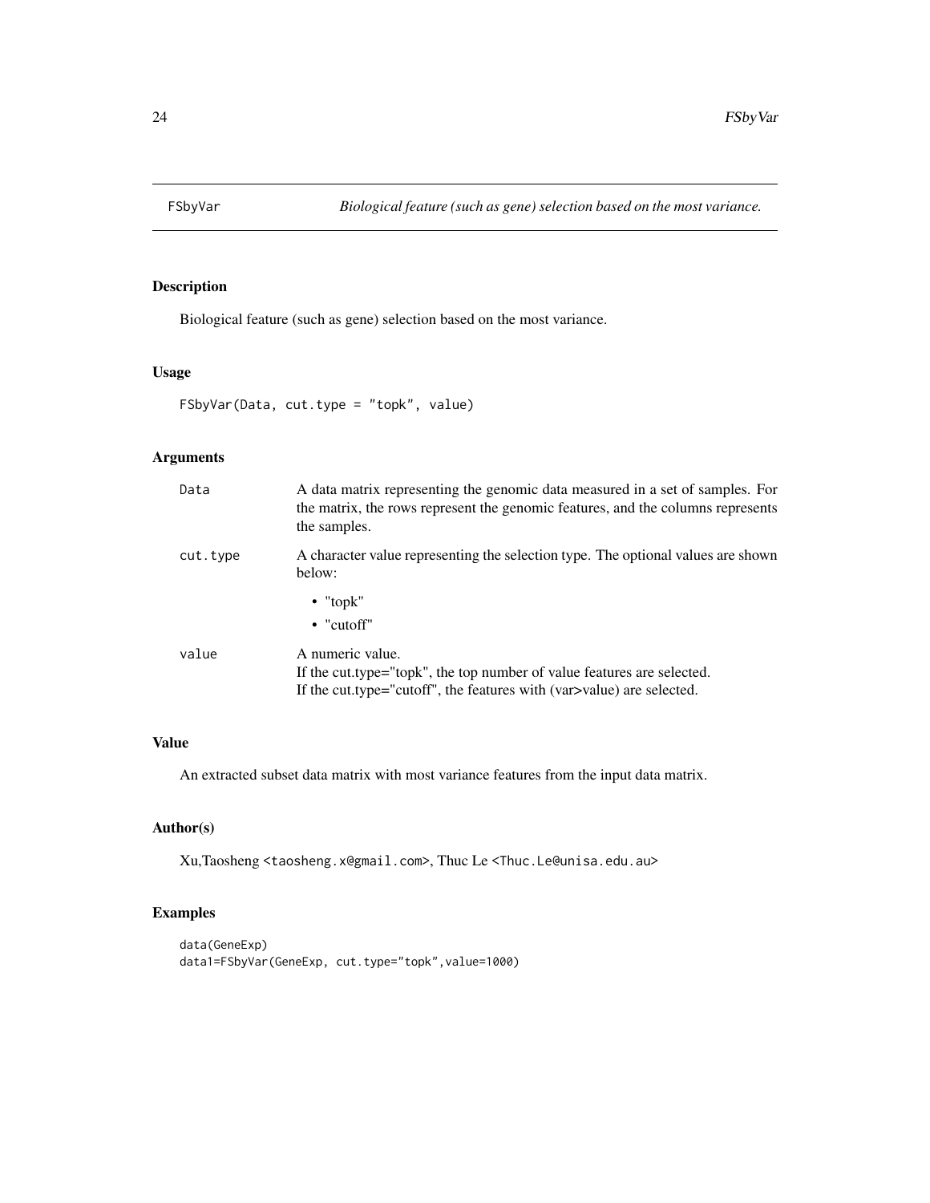# FSbyVar

*Biological feature (such as gene) selection based on the most variance.*

## Description

Biological feature (such as gene) selection based on the most variance.

## Usage

```
FSbyVar(Data, cut.type = "topk", value)
```

## Arguments

| | |
|---|---|
| `Data` | A data matrix representing the genomic data measured in a set of samples. For the matrix, the rows represent the genomic features, and the columns represents the samples. |
| `cut.type` | A character value representing the selection type. The optional values are shown below:<br>• "topk"<br>• "cutoff" |
| `value` | A numeric value.<br>If the cut.type="topk", the top number of value features are selected.<br>If the cut.type="cutoff", the features with (var>value) are selected. |

## Value

An extracted subset data matrix with most variance features from the input data matrix.

## Author(s)

Xu,Taosheng <taosheng.x@gmail.com>, Thuc Le <Thuc.Le@unisa.edu.au>

## Examples

```
data(GeneExp)
data1=FSbyVar(GeneExp, cut.type="topk",value=1000)
```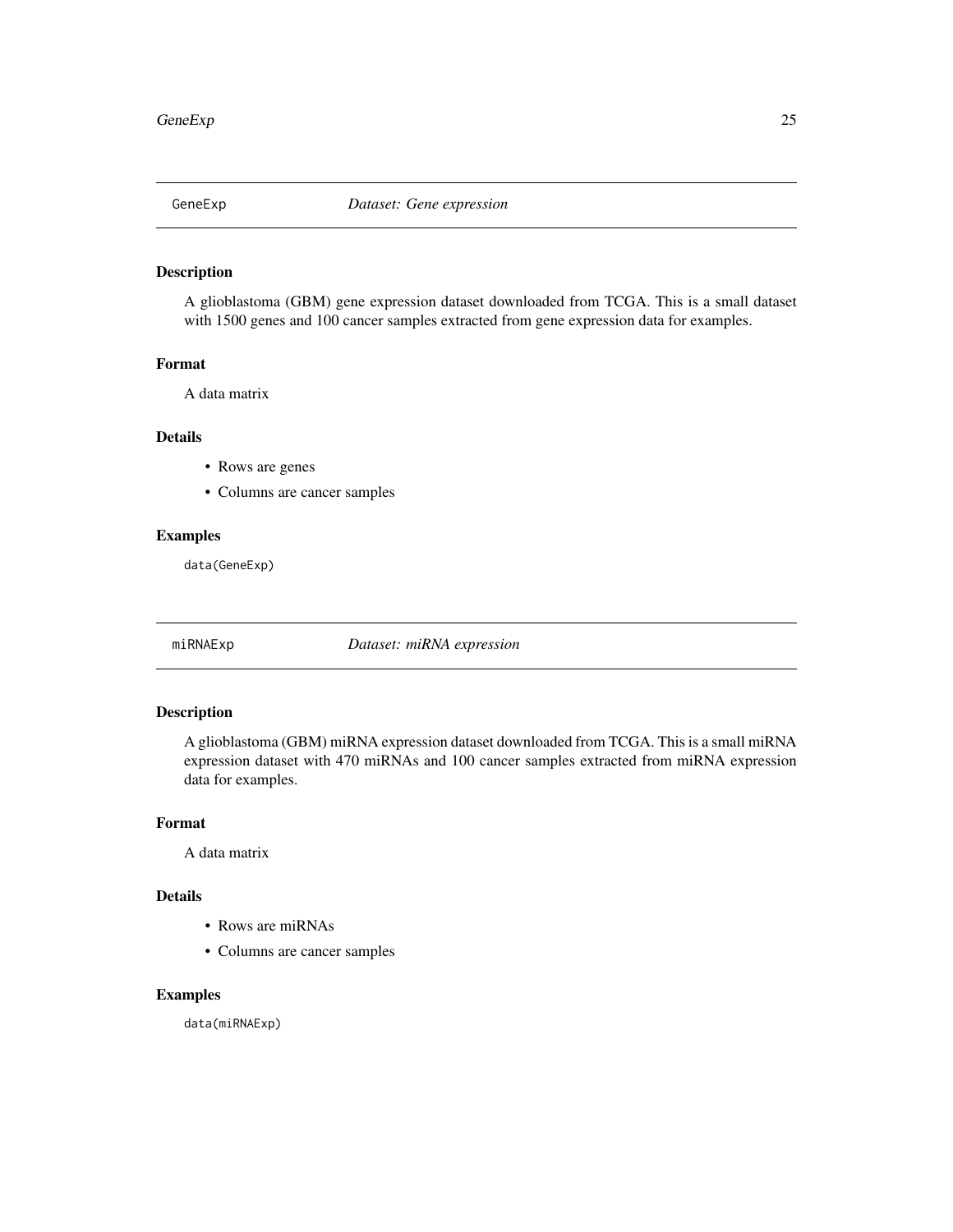## GeneExp    *Dataset: Gene expression*

### Description

A glioblastoma (GBM) gene expression dataset downloaded from TCGA. This is a small dataset with 1500 genes and 100 cancer samples extracted from gene expression data for examples.

### Format

A data matrix

### Details

- Rows are genes
- Columns are cancer samples

### Examples

```
data(GeneExp)
```

## miRNAExp    *Dataset: miRNA expression*

### Description

A glioblastoma (GBM) miRNA expression dataset downloaded from TCGA. This is a small miRNA expression dataset with 470 miRNAs and 100 cancer samples extracted from miRNA expression data for examples.

### Format

A data matrix

### Details

- Rows are miRNAs
- Columns are cancer samples

### Examples

```
data(miRNAExp)
```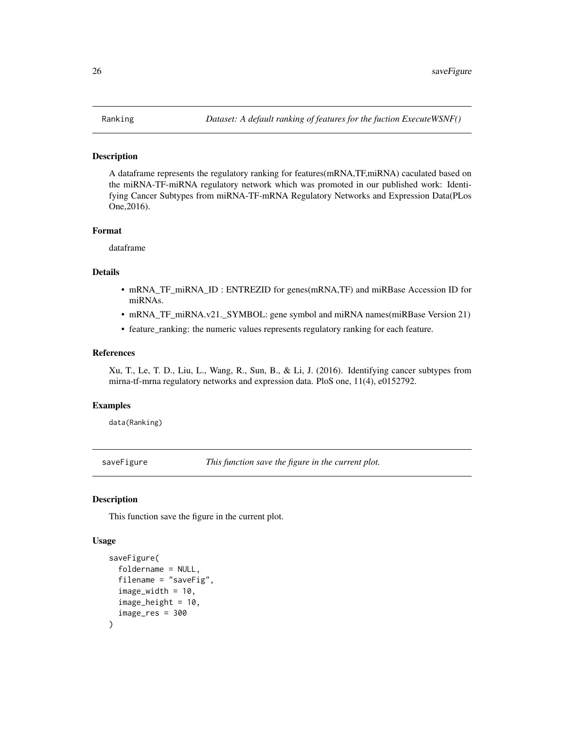## Ranking — *Dataset: A default ranking of features for the fuction ExecuteWSNF()*

### Description

A dataframe represents the regulatory ranking for features(mRNA,TF,miRNA) caculated based on the miRNA-TF-miRNA regulatory network which was promoted in our published work: Identifying Cancer Subtypes from miRNA-TF-mRNA Regulatory Networks and Expression Data(PLos One,2016).

### Format

dataframe

### Details

- mRNA_TF_miRNA_ID : ENTREZID for genes(mRNA,TF) and miRBase Accession ID for miRNAs.
- mRNA_TF_miRNA.v21._SYMBOL: gene symbol and miRNA names(miRBase Version 21)
- feature_ranking: the numeric values represents regulatory ranking for each feature.

### References

Xu, T., Le, T. D., Liu, L., Wang, R., Sun, B., & Li, J. (2016). Identifying cancer subtypes from mirna-tf-mrna regulatory networks and expression data. PloS one, 11(4), e0152792.

### Examples

```
data(Ranking)
```

## saveFigure — *This function save the figure in the current plot.*

### Description

This function save the figure in the current plot.

### Usage

```
saveFigure(
  foldername = NULL,
  filename = "saveFig",
  image_width = 10,
  image_height = 10,
  image_res = 300
)
```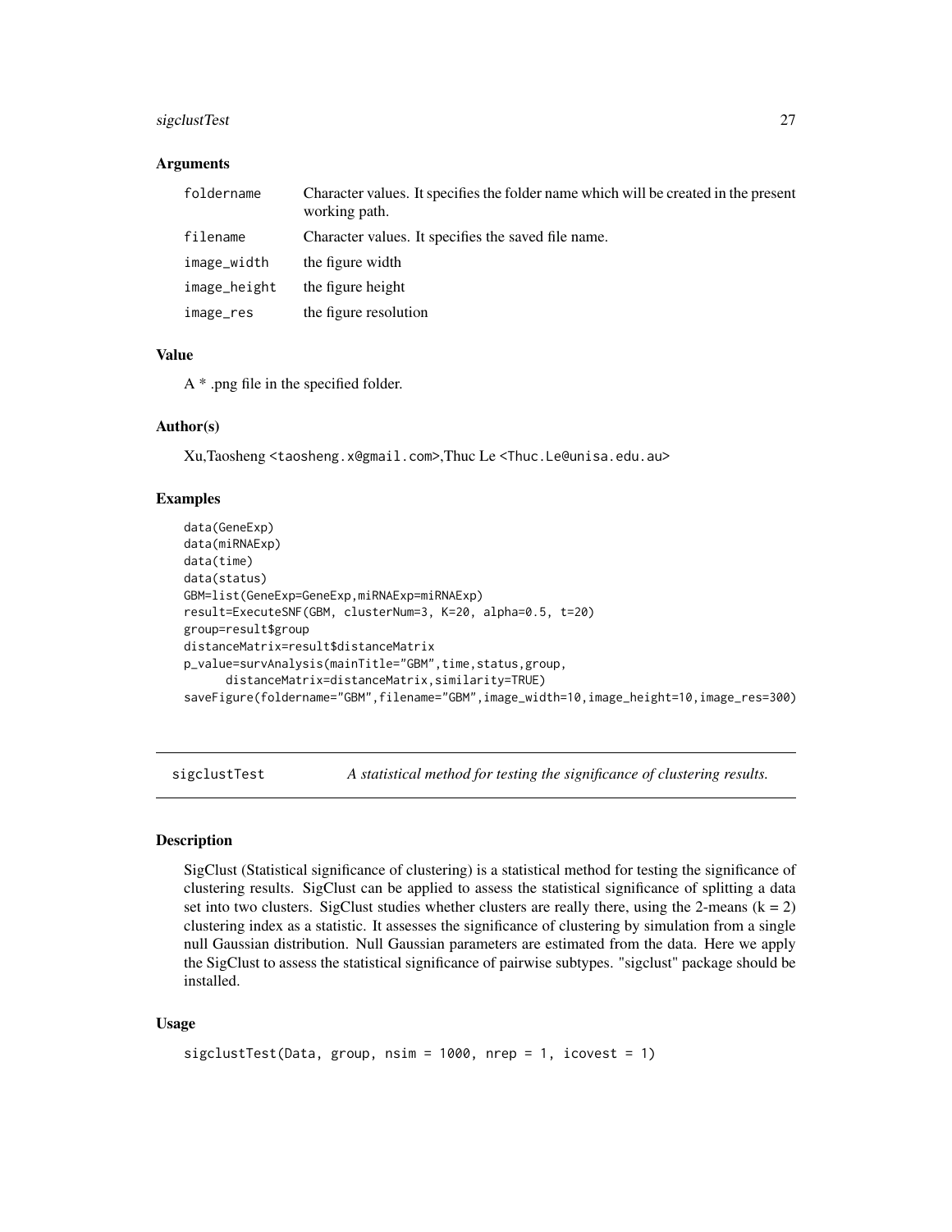### Arguments

| | |
|---|---|
| foldername | Character values. It specifies the folder name which will be created in the present working path. |
| filename | Character values. It specifies the saved file name. |
| image_width | the figure width |
| image_height | the figure height |
| image_res | the figure resolution |

### Value

A * .png file in the specified folder.

### Author(s)

Xu,Taosheng <taosheng.x@gmail.com>,Thuc Le <Thuc.Le@unisa.edu.au>

### Examples

```
data(GeneExp)
data(miRNAExp)
data(time)
data(status)
GBM=list(GeneExp=GeneExp,miRNAExp=miRNAExp)
result=ExecuteSNF(GBM, clusterNum=3, K=20, alpha=0.5, t=20)
group=result$group
distanceMatrix=result$distanceMatrix
p_value=survAnalysis(mainTitle="GBM",time,status,group,
      distanceMatrix=distanceMatrix,similarity=TRUE)
saveFigure(foldername="GBM",filename="GBM",image_width=10,image_height=10,image_res=300)
```

---

## sigclustTest — *A statistical method for testing the significance of clustering results.*

### Description

SigClust (Statistical significance of clustering) is a statistical method for testing the significance of clustering results. SigClust can be applied to assess the statistical significance of splitting a data set into two clusters. SigClust studies whether clusters are really there, using the 2-means (k = 2) clustering index as a statistic. It assesses the significance of clustering by simulation from a single null Gaussian distribution. Null Gaussian parameters are estimated from the data. Here we apply the SigClust to assess the statistical significance of pairwise subtypes. "sigclust" package should be installed.

### Usage

```
sigclustTest(Data, group, nsim = 1000, nrep = 1, icovest = 1)
```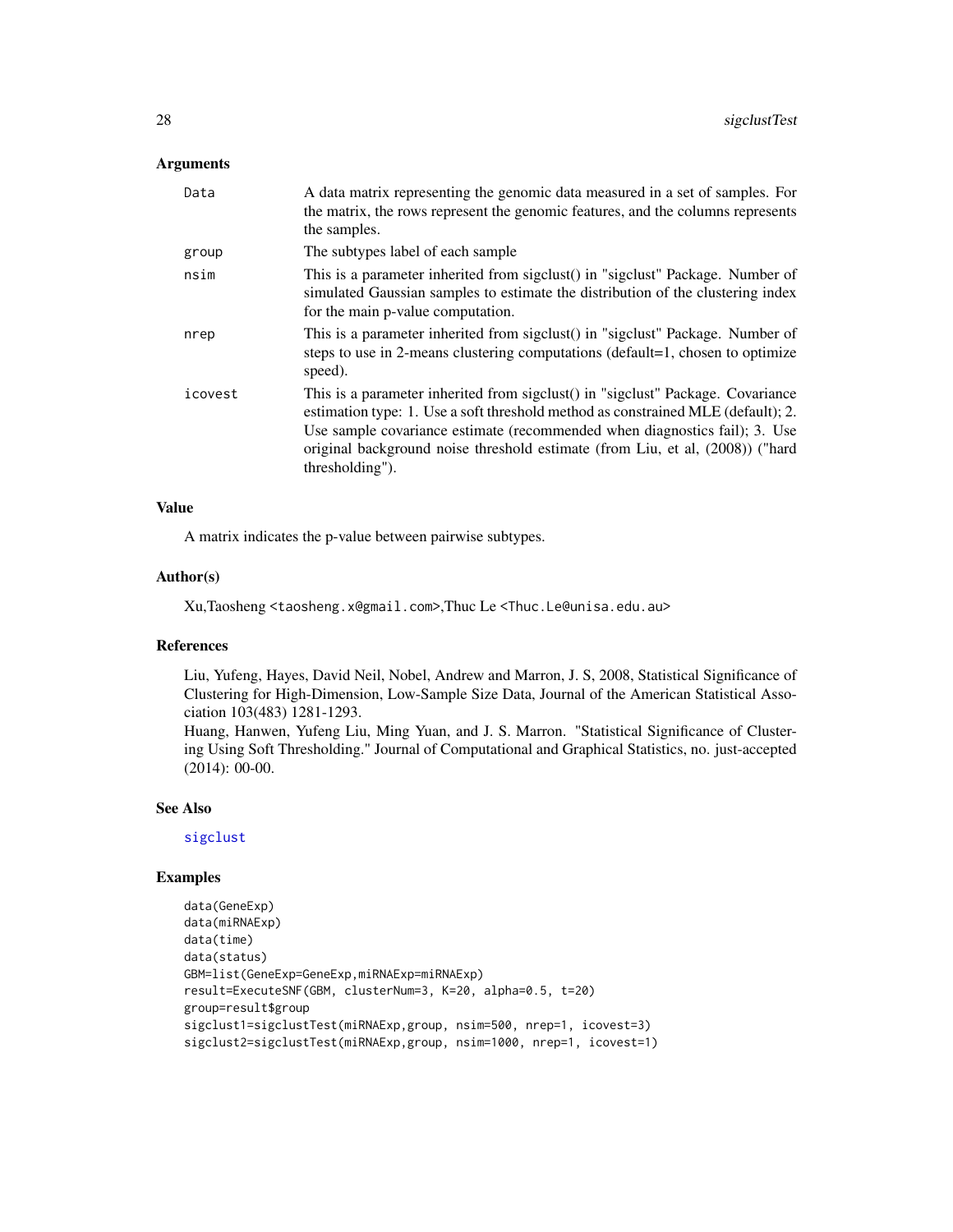## Arguments

| | |
|---|---|
| Data | A data matrix representing the genomic data measured in a set of samples. For the matrix, the rows represent the genomic features, and the columns represents the samples. |
| group | The subtypes label of each sample |
| nsim | This is a parameter inherited from sigclust() in "sigclust" Package. Number of simulated Gaussian samples to estimate the distribution of the clustering index for the main p-value computation. |
| nrep | This is a parameter inherited from sigclust() in "sigclust" Package. Number of steps to use in 2-means clustering computations (default=1, chosen to optimize speed). |
| icovest | This is a parameter inherited from sigclust() in "sigclust" Package. Covariance estimation type: 1. Use a soft threshold method as constrained MLE (default); 2. Use sample covariance estimate (recommended when diagnostics fail); 3. Use original background noise threshold estimate (from Liu, et al, (2008)) ("hard thresholding"). |

## Value

A matrix indicates the p-value between pairwise subtypes.

## Author(s)

Xu,Taosheng <taosheng.x@gmail.com>,Thuc Le <Thuc.Le@unisa.edu.au>

## References

Liu, Yufeng, Hayes, David Neil, Nobel, Andrew and Marron, J. S, 2008, Statistical Significance of Clustering for High-Dimension, Low-Sample Size Data, Journal of the American Statistical Association 103(483) 1281-1293.
Huang, Hanwen, Yufeng Liu, Ming Yuan, and J. S. Marron. "Statistical Significance of Clustering Using Soft Thresholding." Journal of Computational and Graphical Statistics, no. just-accepted (2014): 00-00.

## See Also

sigclust

## Examples

```
data(GeneExp)
data(miRNAExp)
data(time)
data(status)
GBM=list(GeneExp=GeneExp,miRNAExp=miRNAExp)
result=ExecuteSNF(GBM, clusterNum=3, K=20, alpha=0.5, t=20)
group=result$group
sigclust1=sigclustTest(miRNAExp,group, nsim=500, nrep=1, icovest=3)
sigclust2=sigclustTest(miRNAExp,group, nsim=1000, nrep=1, icovest=1)
```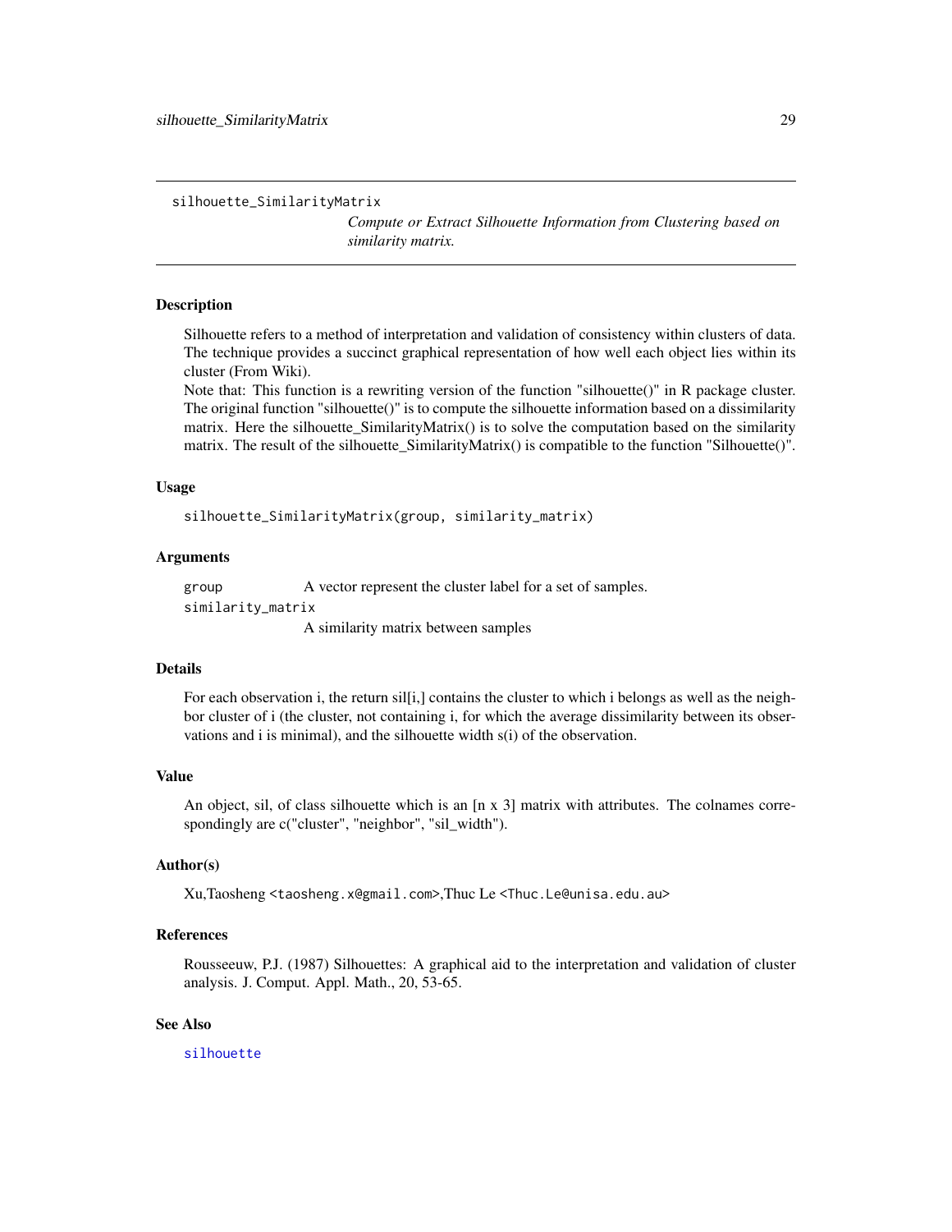# silhouette_SimilarityMatrix

*Compute or Extract Silhouette Information from Clustering based on similarity matrix.*

## Description

Silhouette refers to a method of interpretation and validation of consistency within clusters of data. The technique provides a succinct graphical representation of how well each object lies within its cluster (From Wiki).

Note that: This function is a rewriting version of the function "silhouette()" in R package cluster. The original function "silhouette()" is to compute the silhouette information based on a dissimilarity matrix. Here the silhouette_SimilarityMatrix() is to solve the computation based on the similarity matrix. The result of the silhouette_SimilarityMatrix() is compatible to the function "Silhouette()".

## Usage

```
silhouette_SimilarityMatrix(group, similarity_matrix)
```

## Arguments

| | |
|---|---|
| `group` | A vector represent the cluster label for a set of samples. |
| `similarity_matrix` | A similarity matrix between samples |

## Details

For each observation i, the return sil[i,] contains the cluster to which i belongs as well as the neighbor cluster of i (the cluster, not containing i, for which the average dissimilarity between its observations and i is minimal), and the silhouette width s(i) of the observation.

## Value

An object, sil, of class silhouette which is an [n x 3] matrix with attributes. The colnames correspondingly are c("cluster", "neighbor", "sil_width").

## Author(s)

Xu,Taosheng <taosheng.x@gmail.com>,Thuc Le <Thuc.Le@unisa.edu.au>

## References

Rousseeuw, P.J. (1987) Silhouettes: A graphical aid to the interpretation and validation of cluster analysis. J. Comput. Appl. Math., 20, 53-65.

## See Also

silhouette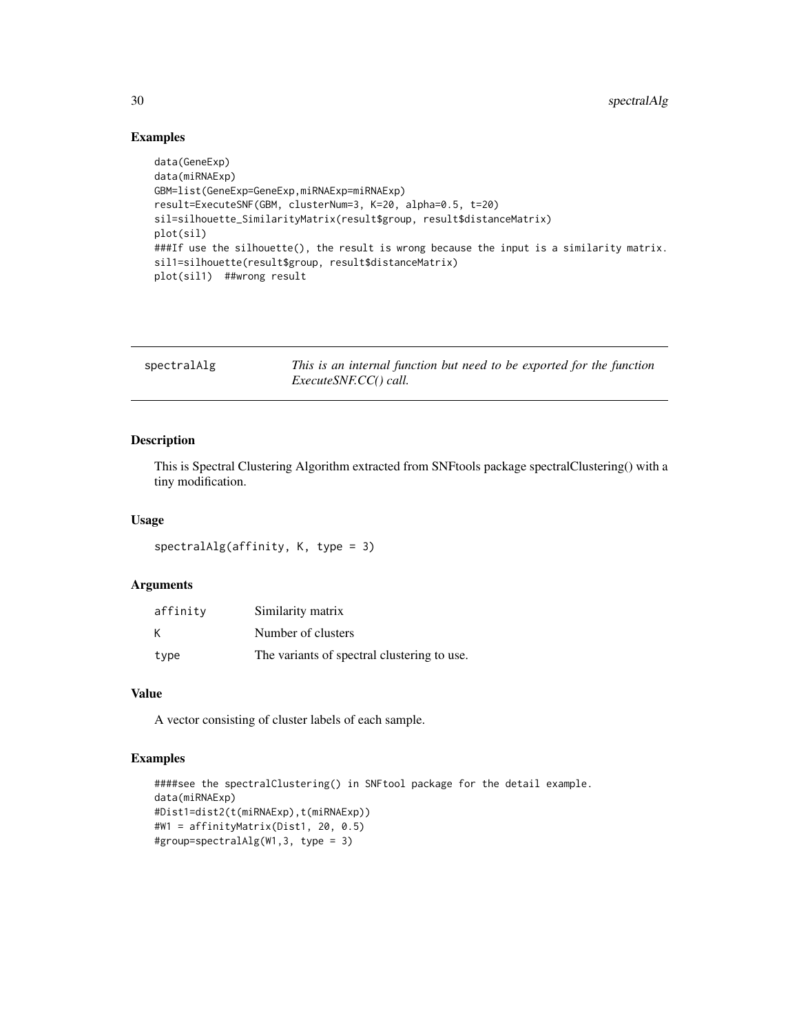### Examples

```
data(GeneExp)
data(miRNAExp)
GBM=list(GeneExp=GeneExp,miRNAExp=miRNAExp)
result=ExecuteSNF(GBM, clusterNum=3, K=20, alpha=0.5, t=20)
sil=silhouette_SimilarityMatrix(result$group, result$distanceMatrix)
plot(sil)
###If use the silhouette(), the result is wrong because the input is a similarity matrix.
sil1=silhouette(result$group, result$distanceMatrix)
plot(sil1)  ##wrong result
```

---

## spectralAlg — *This is an internal function but need to be exported for the function ExecuteSNF.CC() call.*

---

### Description

This is Spectral Clustering Algorithm extracted from SNFtools package spectralClustering() with a tiny modification.

### Usage

```
spectralAlg(affinity, K, type = 3)
```

### Arguments

| | |
|---|---|
| affinity | Similarity matrix |
| K | Number of clusters |
| type | The variants of spectral clustering to use. |

### Value

A vector consisting of cluster labels of each sample.

### Examples

```
####see the spectralClustering() in SNFtool package for the detail example.
data(miRNAExp)
#Dist1=dist2(t(miRNAExp),t(miRNAExp))
#W1 = affinityMatrix(Dist1, 20, 0.5)
#group=spectralAlg(W1,3, type = 3)
```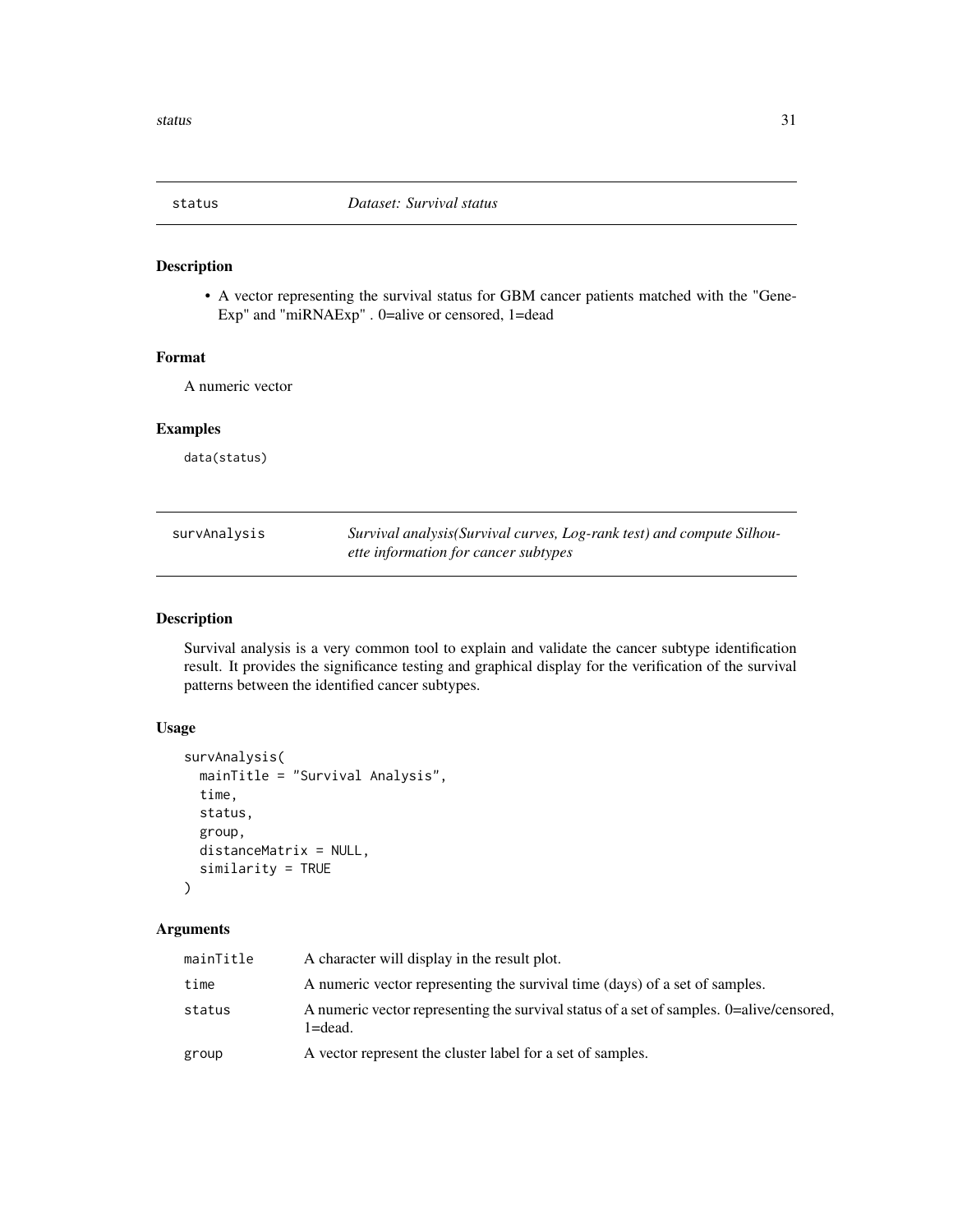## status — *Dataset: Survival status*

### Description

- A vector representing the survival status for GBM cancer patients matched with the "GeneExp" and "miRNAExp" . 0=alive or censored, 1=dead

### Format

A numeric vector

### Examples

```
data(status)
```

## survAnalysis — *Survival analysis(Survival curves, Log-rank test) and compute Silhouette information for cancer subtypes*

### Description

Survival analysis is a very common tool to explain and validate the cancer subtype identification result. It provides the significance testing and graphical display for the verification of the survival patterns between the identified cancer subtypes.

### Usage

```
survAnalysis(
  mainTitle = "Survival Analysis",
  time,
  status,
  group,
  distanceMatrix = NULL,
  similarity = TRUE
)
```

### Arguments

| | |
|---|---|
| mainTitle | A character will display in the result plot. |
| time | A numeric vector representing the survival time (days) of a set of samples. |
| status | A numeric vector representing the survival status of a set of samples. 0=alive/censored, 1=dead. |
| group | A vector represent the cluster label for a set of samples. |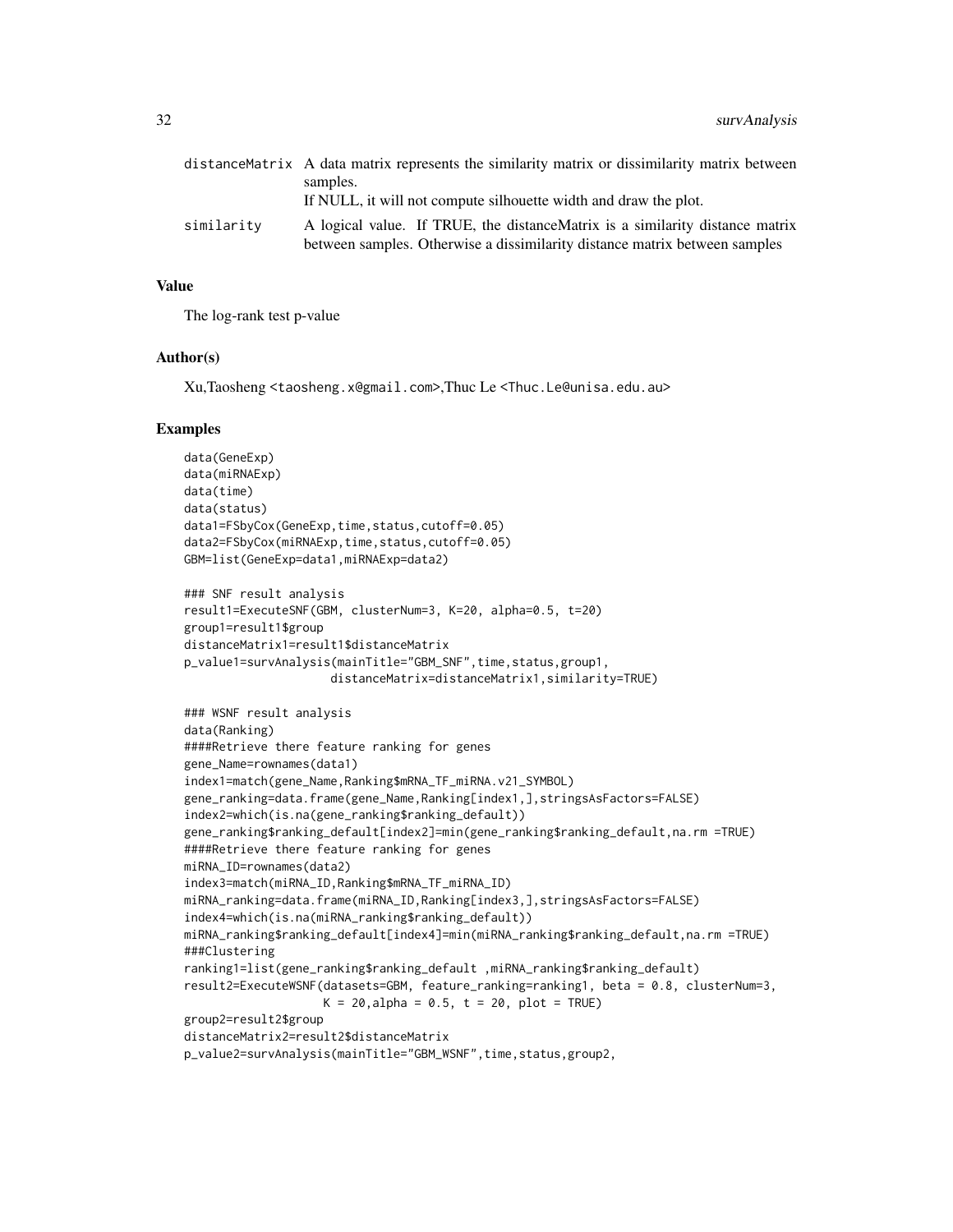| | |
|---|---|
| distanceMatrix | A data matrix represents the similarity matrix or dissimilarity matrix between samples. If NULL, it will not compute silhouette width and draw the plot. |
| similarity | A logical value. If TRUE, the distanceMatrix is a similarity distance matrix between samples. Otherwise a dissimilarity distance matrix between samples |

### Value

The log-rank test p-value

### Author(s)

Xu,Taosheng <taosheng.x@gmail.com>,Thuc Le <Thuc.Le@unisa.edu.au>

### Examples

```
data(GeneExp)
data(miRNAExp)
data(time)
data(status)
data1=FSbyCox(GeneExp,time,status,cutoff=0.05)
data2=FSbyCox(miRNAExp,time,status,cutoff=0.05)
GBM=list(GeneExp=data1,miRNAExp=data2)

### SNF result analysis
result1=ExecuteSNF(GBM, clusterNum=3, K=20, alpha=0.5, t=20)
group1=result1$group
distanceMatrix1=result1$distanceMatrix
p_value1=survAnalysis(mainTitle="GBM_SNF",time,status,group1,
                     distanceMatrix=distanceMatrix1,similarity=TRUE)

### WSNF result analysis
data(Ranking)
####Retrieve there feature ranking for genes
gene_Name=rownames(data1)
index1=match(gene_Name,Ranking$mRNA_TF_miRNA.v21_SYMBOL)
gene_ranking=data.frame(gene_Name,Ranking[index1,],stringsAsFactors=FALSE)
index2=which(is.na(gene_ranking$ranking_default))
gene_ranking$ranking_default[index2]=min(gene_ranking$ranking_default,na.rm =TRUE)
####Retrieve there feature ranking for genes
miRNA_ID=rownames(data2)
index3=match(miRNA_ID,Ranking$mRNA_TF_miRNA_ID)
miRNA_ranking=data.frame(miRNA_ID,Ranking[index3,],stringsAsFactors=FALSE)
index4=which(is.na(miRNA_ranking$ranking_default))
miRNA_ranking$ranking_default[index4]=min(miRNA_ranking$ranking_default,na.rm =TRUE)
###Clustering
ranking1=list(gene_ranking$ranking_default ,miRNA_ranking$ranking_default)
result2=ExecuteWSNF(datasets=GBM, feature_ranking=ranking1, beta = 0.8, clusterNum=3,
                   K = 20,alpha = 0.5, t = 20, plot = TRUE)
group2=result2$group
distanceMatrix2=result2$distanceMatrix
p_value2=survAnalysis(mainTitle="GBM_WSNF",time,status,group2,
```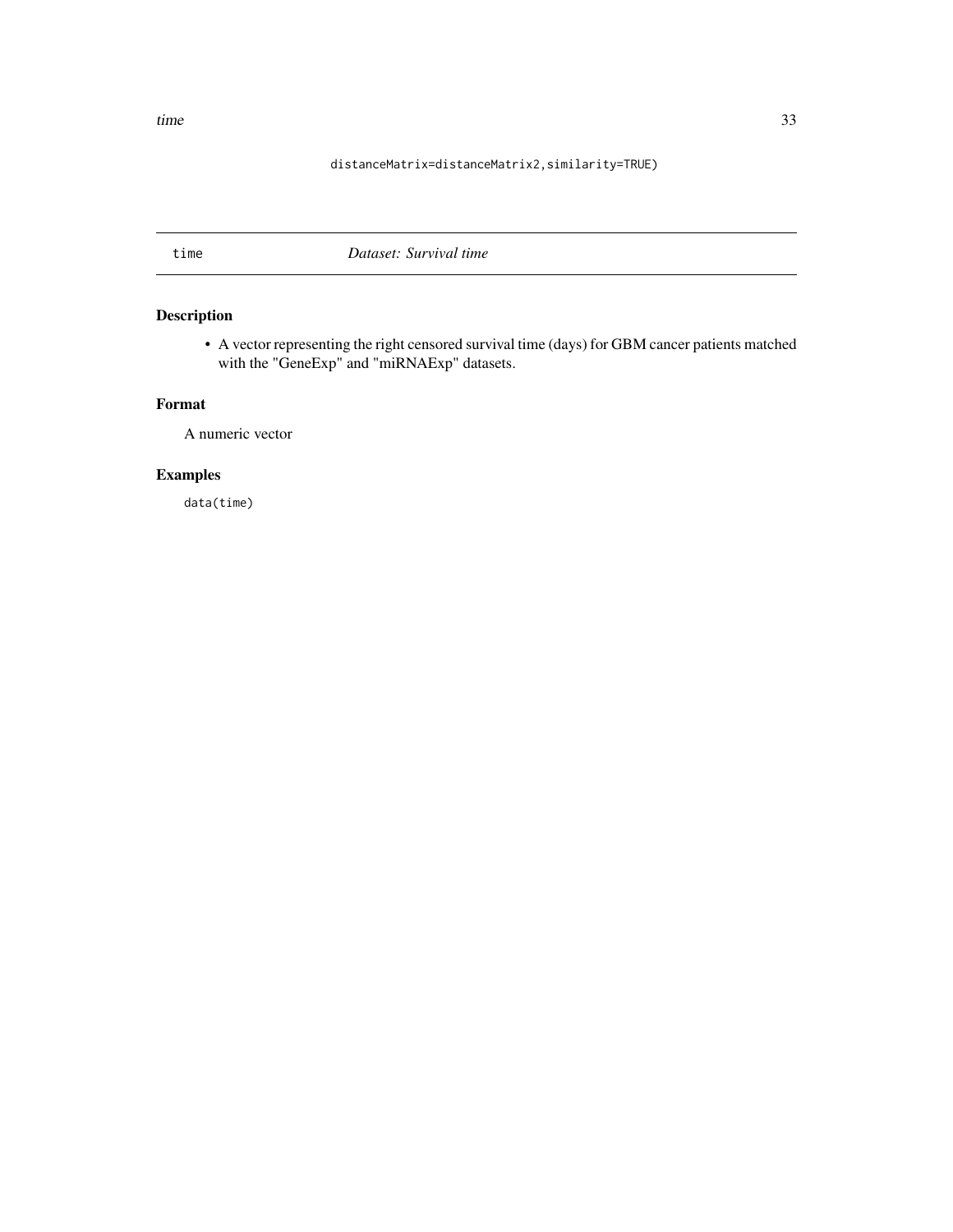```
distanceMatrix=distanceMatrix2,similarity=TRUE)
```

---

time *Dataset: Survival time*

---

### Description

- A vector representing the right censored survival time (days) for GBM cancer patients matched with the "GeneExp" and "miRNAExp" datasets.

### Format

A numeric vector

### Examples

```
data(time)
```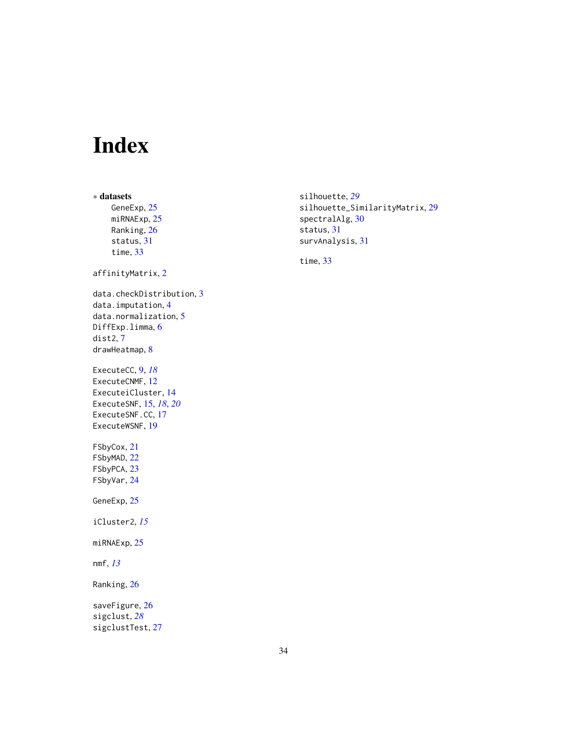# Index

∗ **datasets**
- GeneExp, 25
- miRNAExp, 25
- Ranking, 26
- status, 31
- time, 33

affinityMatrix, 2

data.checkDistribution, 3
data.imputation, 4
data.normalization, 5
DiffExp.limma, 6
dist2, 7
drawHeatmap, 8

ExecuteCC, 9, *18*
ExecuteCNMF, 12
ExecuteiCluster, 14
ExecuteSNF, 15, *18*, *20*
ExecuteSNF.CC, 17
ExecuteWSNF, 19

FSbyCox, 21
FSbyMAD, 22
FSbyPCA, 23
FSbyVar, 24

GeneExp, 25

iCluster2, *15*

miRNAExp, 25

nmf, *13*

Ranking, 26

saveFigure, 26
sigclust, *28*
sigclustTest, 27
silhouette, *29*
silhouette_SimilarityMatrix, 29
spectralAlg, 30
status, 31
survAnalysis, 31

time, 33